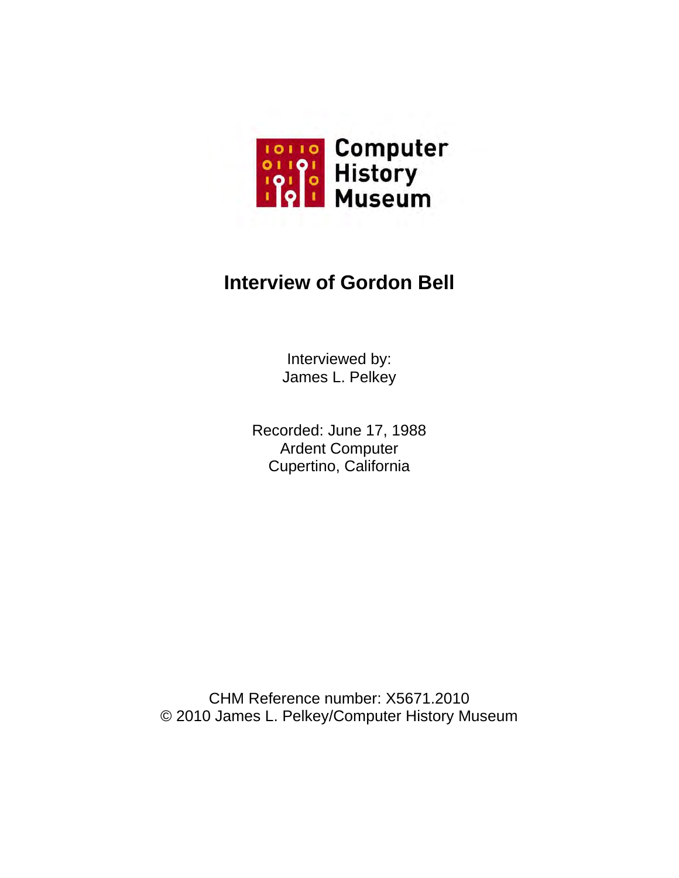Computer History Museum

# Interview of Gordon Bell

Interviewed by:
James L. Pelkey

Recorded: June 17, 1988
Ardent Computer
Cupertino, California

CHM Reference number: X5671.2010
© 2010 James L. Pelkey/Computer History Museum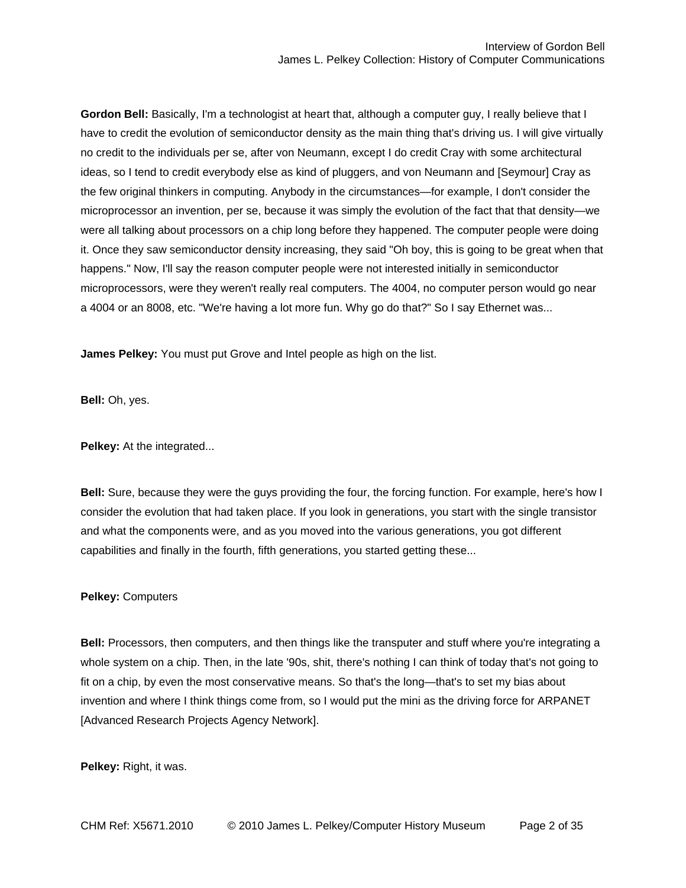**Gordon Bell:** Basically, I'm a technologist at heart that, although a computer guy, I really believe that I have to credit the evolution of semiconductor density as the main thing that's driving us. I will give virtually no credit to the individuals per se, after von Neumann, except I do credit Cray with some architectural ideas, so I tend to credit everybody else as kind of pluggers, and von Neumann and [Seymour] Cray as the few original thinkers in computing. Anybody in the circumstances—for example, I don't consider the microprocessor an invention, per se, because it was simply the evolution of the fact that that density—we were all talking about processors on a chip long before they happened. The computer people were doing it. Once they saw semiconductor density increasing, they said "Oh boy, this is going to be great when that happens." Now, I'll say the reason computer people were not interested initially in semiconductor microprocessors, were they weren't really real computers. The 4004, no computer person would go near a 4004 or an 8008, etc. "We're having a lot more fun. Why go do that?" So I say Ethernet was...

**James Pelkey:** You must put Grove and Intel people as high on the list.

**Bell:** Oh, yes.

**Pelkey:** At the integrated...

**Bell:** Sure, because they were the guys providing the four, the forcing function. For example, here's how I consider the evolution that had taken place. If you look in generations, you start with the single transistor and what the components were, and as you moved into the various generations, you got different capabilities and finally in the fourth, fifth generations, you started getting these...

**Pelkey:** Computers

**Bell:** Processors, then computers, and then things like the transputer and stuff where you're integrating a whole system on a chip. Then, in the late '90s, shit, there's nothing I can think of today that's not going to fit on a chip, by even the most conservative means. So that's the long—that's to set my bias about invention and where I think things come from, so I would put the mini as the driving force for ARPANET [Advanced Research Projects Agency Network].

**Pelkey:** Right, it was.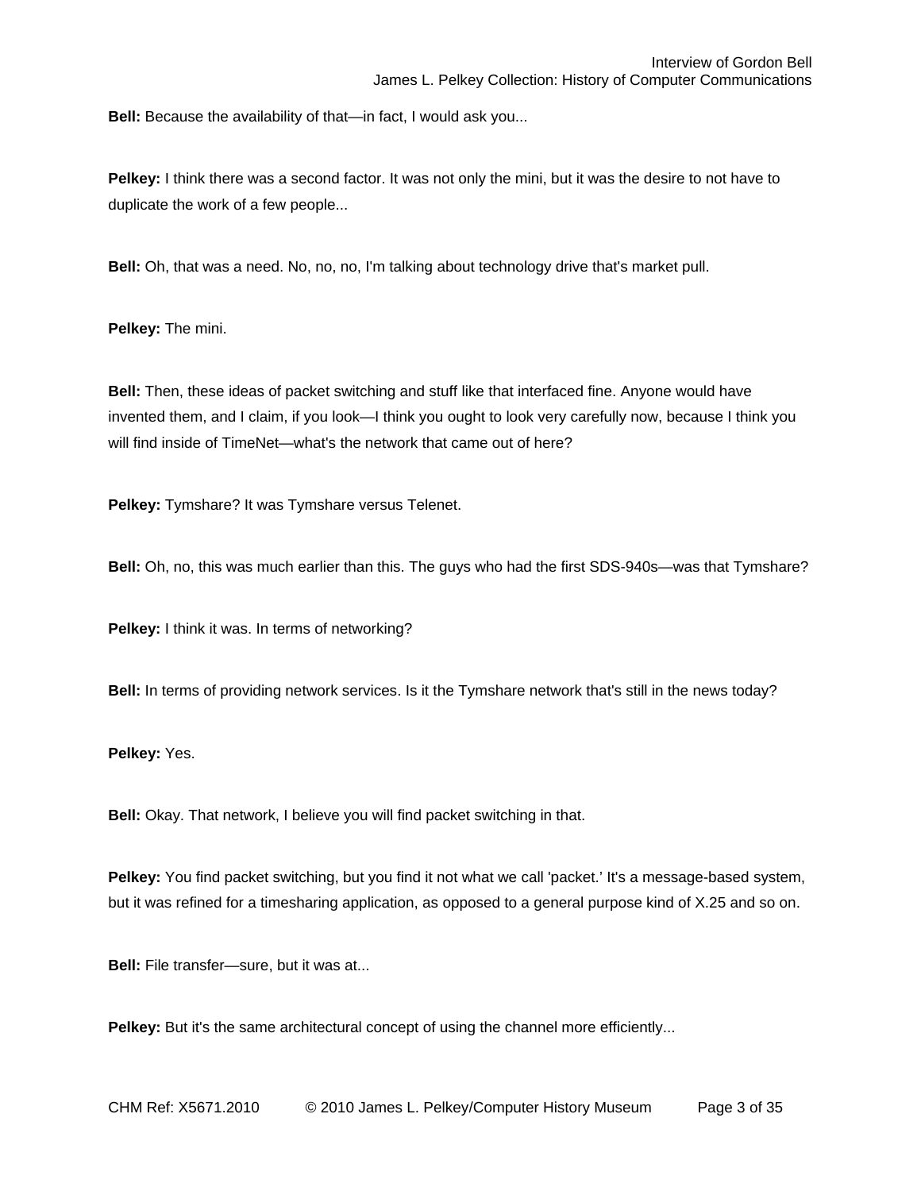**Bell:** Because the availability of that—in fact, I would ask you...

**Pelkey:** I think there was a second factor. It was not only the mini, but it was the desire to not have to duplicate the work of a few people...

**Bell:** Oh, that was a need. No, no, no, I'm talking about technology drive that's market pull.

**Pelkey:** The mini.

**Bell:** Then, these ideas of packet switching and stuff like that interfaced fine. Anyone would have invented them, and I claim, if you look—I think you ought to look very carefully now, because I think you will find inside of TimeNet—what's the network that came out of here?

**Pelkey:** Tymshare? It was Tymshare versus Telenet.

**Bell:** Oh, no, this was much earlier than this. The guys who had the first SDS-940s—was that Tymshare?

**Pelkey:** I think it was. In terms of networking?

**Bell:** In terms of providing network services. Is it the Tymshare network that's still in the news today?

**Pelkey:** Yes.

**Bell:** Okay. That network, I believe you will find packet switching in that.

**Pelkey:** You find packet switching, but you find it not what we call 'packet.' It's a message-based system, but it was refined for a timesharing application, as opposed to a general purpose kind of X.25 and so on.

**Bell:** File transfer—sure, but it was at...

**Pelkey:** But it's the same architectural concept of using the channel more efficiently...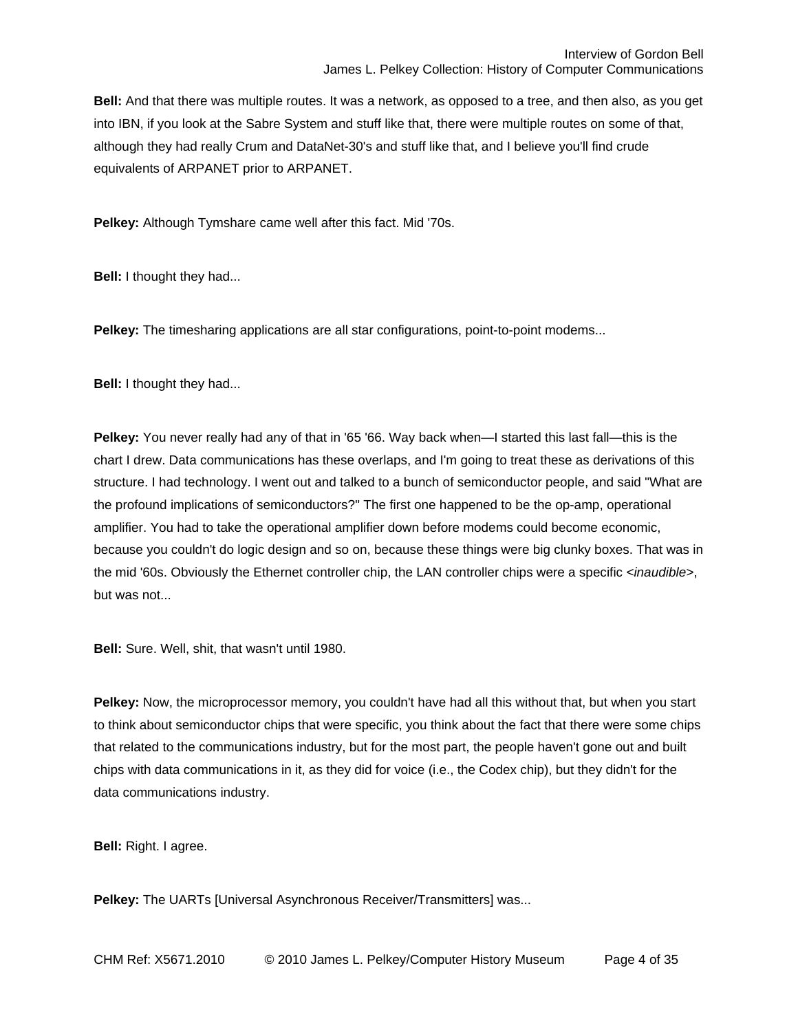**Bell:** And that there was multiple routes. It was a network, as opposed to a tree, and then also, as you get into IBN, if you look at the Sabre System and stuff like that, there were multiple routes on some of that, although they had really Crum and DataNet-30's and stuff like that, and I believe you'll find crude equivalents of ARPANET prior to ARPANET.

**Pelkey:** Although Tymshare came well after this fact. Mid '70s.

**Bell:** I thought they had...

**Pelkey:** The timesharing applications are all star configurations, point-to-point modems...

**Bell:** I thought they had...

**Pelkey:** You never really had any of that in '65 '66. Way back when—I started this last fall—this is the chart I drew. Data communications has these overlaps, and I'm going to treat these as derivations of this structure. I had technology. I went out and talked to a bunch of semiconductor people, and said "What are the profound implications of semiconductors?" The first one happened to be the op-amp, operational amplifier. You had to take the operational amplifier down before modems could become economic, because you couldn't do logic design and so on, because these things were big clunky boxes. That was in the mid '60s. Obviously the Ethernet controller chip, the LAN controller chips were a specific <*inaudible*>, but was not...

**Bell:** Sure. Well, shit, that wasn't until 1980.

**Pelkey:** Now, the microprocessor memory, you couldn't have had all this without that, but when you start to think about semiconductor chips that were specific, you think about the fact that there were some chips that related to the communications industry, but for the most part, the people haven't gone out and built chips with data communications in it, as they did for voice (i.e., the Codex chip), but they didn't for the data communications industry.

**Bell:** Right. I agree.

**Pelkey:** The UARTs [Universal Asynchronous Receiver/Transmitters] was...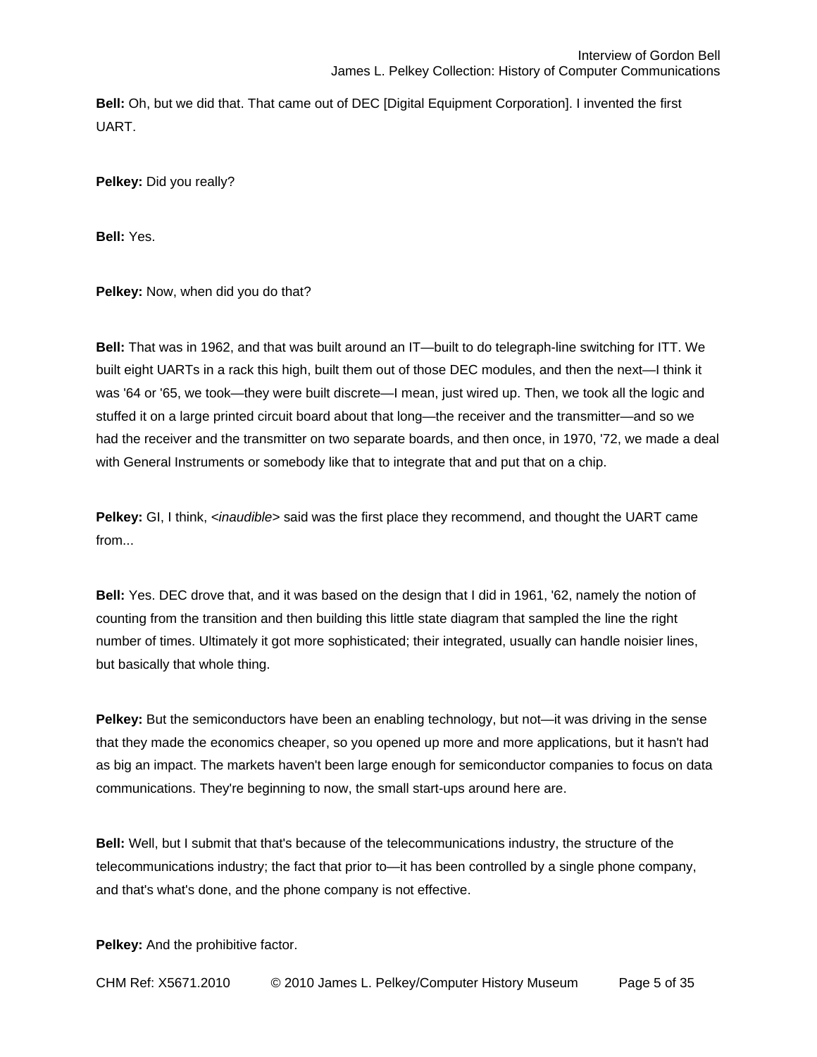**Bell:** Oh, but we did that. That came out of DEC [Digital Equipment Corporation]. I invented the first UART.

**Pelkey:** Did you really?

**Bell:** Yes.

**Pelkey:** Now, when did you do that?

**Bell:** That was in 1962, and that was built around an IT—built to do telegraph-line switching for ITT. We built eight UARTs in a rack this high, built them out of those DEC modules, and then the next—I think it was '64 or '65, we took—they were built discrete—I mean, just wired up. Then, we took all the logic and stuffed it on a large printed circuit board about that long—the receiver and the transmitter—and so we had the receiver and the transmitter on two separate boards, and then once, in 1970, '72, we made a deal with General Instruments or somebody like that to integrate that and put that on a chip.

**Pelkey:** GI, I think, <*inaudible*> said was the first place they recommend, and thought the UART came from...

**Bell:** Yes. DEC drove that, and it was based on the design that I did in 1961, '62, namely the notion of counting from the transition and then building this little state diagram that sampled the line the right number of times. Ultimately it got more sophisticated; their integrated, usually can handle noisier lines, but basically that whole thing.

**Pelkey:** But the semiconductors have been an enabling technology, but not—it was driving in the sense that they made the economics cheaper, so you opened up more and more applications, but it hasn't had as big an impact. The markets haven't been large enough for semiconductor companies to focus on data communications. They're beginning to now, the small start-ups around here are.

**Bell:** Well, but I submit that that's because of the telecommunications industry, the structure of the telecommunications industry; the fact that prior to—it has been controlled by a single phone company, and that's what's done, and the phone company is not effective.

**Pelkey:** And the prohibitive factor.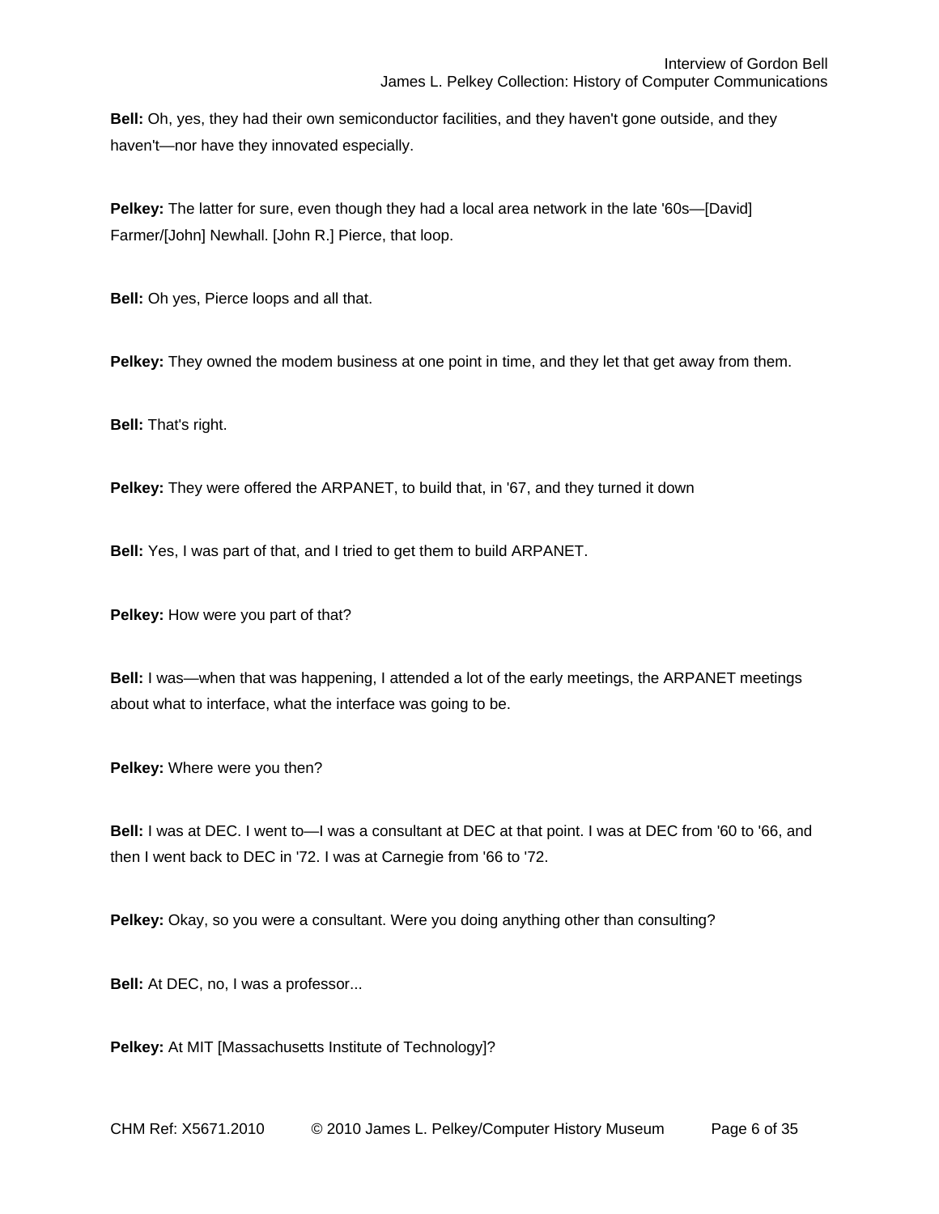**Bell:** Oh, yes, they had their own semiconductor facilities, and they haven't gone outside, and they haven't—nor have they innovated especially.

**Pelkey:** The latter for sure, even though they had a local area network in the late '60s—[David] Farmer/[John] Newhall. [John R.] Pierce, that loop.

**Bell:** Oh yes, Pierce loops and all that.

**Pelkey:** They owned the modem business at one point in time, and they let that get away from them.

**Bell:** That's right.

**Pelkey:** They were offered the ARPANET, to build that, in '67, and they turned it down

**Bell:** Yes, I was part of that, and I tried to get them to build ARPANET.

**Pelkey:** How were you part of that?

**Bell:** I was—when that was happening, I attended a lot of the early meetings, the ARPANET meetings about what to interface, what the interface was going to be.

**Pelkey:** Where were you then?

**Bell:** I was at DEC. I went to—I was a consultant at DEC at that point. I was at DEC from '60 to '66, and then I went back to DEC in '72. I was at Carnegie from '66 to '72.

**Pelkey:** Okay, so you were a consultant. Were you doing anything other than consulting?

**Bell:** At DEC, no, I was a professor...

**Pelkey:** At MIT [Massachusetts Institute of Technology]?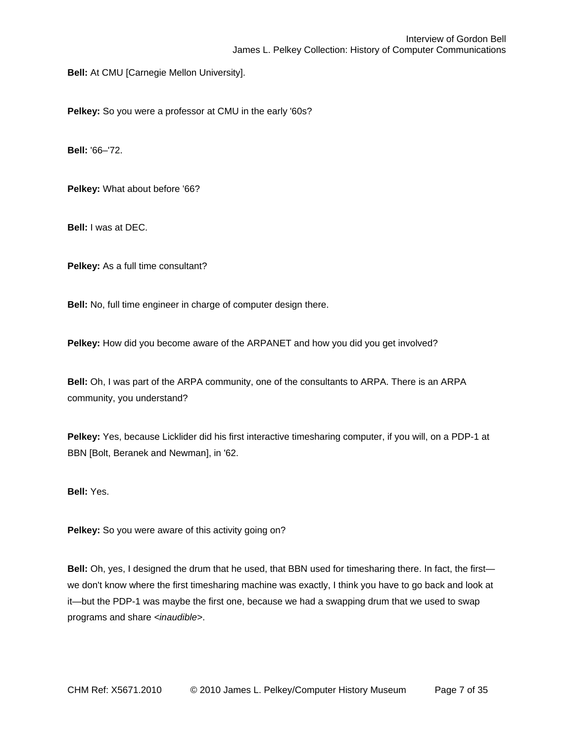**Bell:** At CMU [Carnegie Mellon University].

**Pelkey:** So you were a professor at CMU in the early '60s?

**Bell:** '66–'72.

**Pelkey:** What about before '66?

**Bell:** I was at DEC.

**Pelkey:** As a full time consultant?

**Bell:** No, full time engineer in charge of computer design there.

**Pelkey:** How did you become aware of the ARPANET and how you did you get involved?

**Bell:** Oh, I was part of the ARPA community, one of the consultants to ARPA. There is an ARPA community, you understand?

**Pelkey:** Yes, because Licklider did his first interactive timesharing computer, if you will, on a PDP-1 at BBN [Bolt, Beranek and Newman], in '62.

**Bell:** Yes.

**Pelkey:** So you were aware of this activity going on?

**Bell:** Oh, yes, I designed the drum that he used, that BBN used for timesharing there. In fact, the first—we don't know where the first timesharing machine was exactly, I think you have to go back and look at it—but the PDP-1 was maybe the first one, because we had a swapping drum that we used to swap programs and share <*inaudible*>.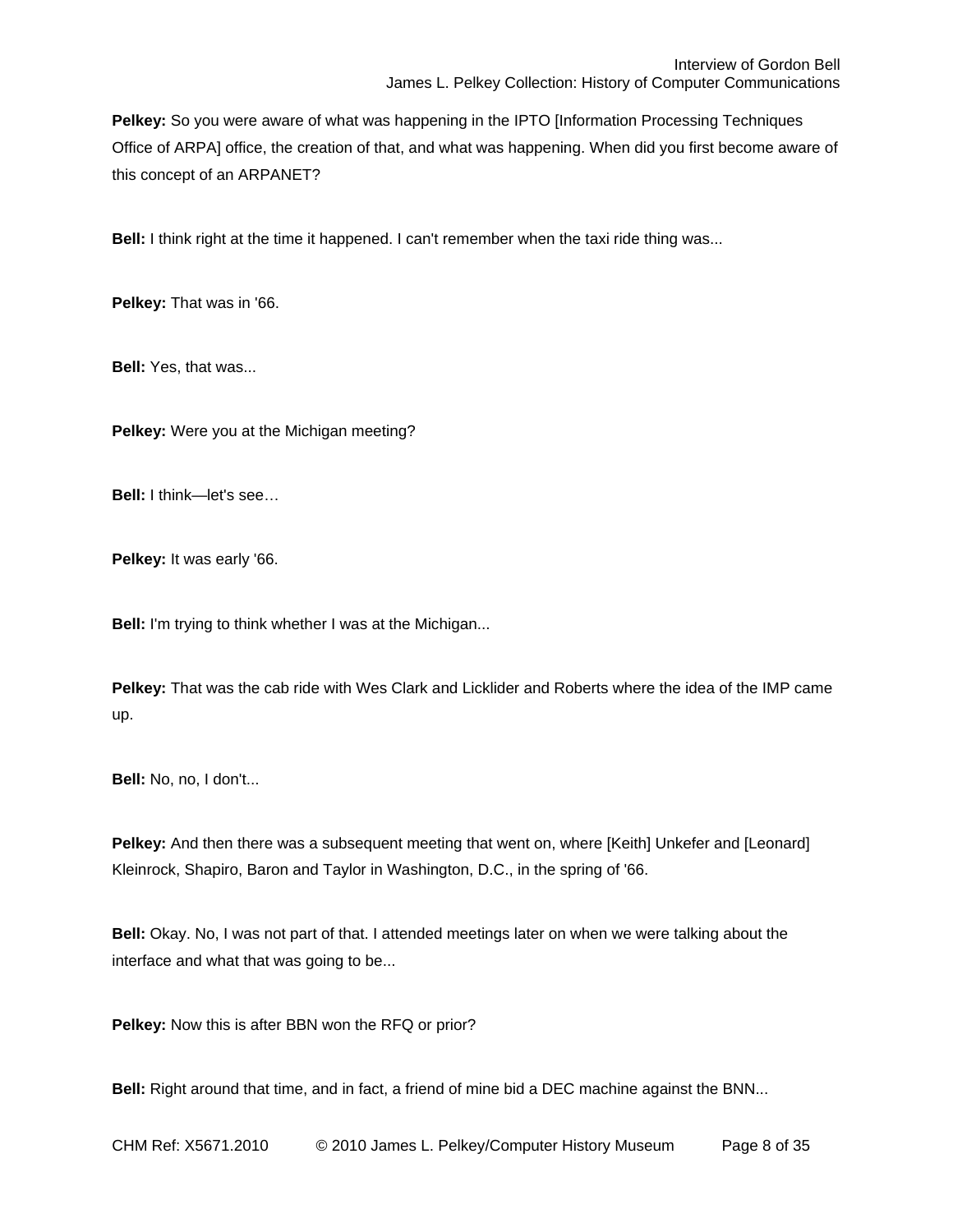**Pelkey:** So you were aware of what was happening in the IPTO [Information Processing Techniques Office of ARPA] office, the creation of that, and what was happening. When did you first become aware of this concept of an ARPANET?

**Bell:** I think right at the time it happened. I can't remember when the taxi ride thing was...

**Pelkey:** That was in '66.

**Bell:** Yes, that was...

**Pelkey:** Were you at the Michigan meeting?

**Bell:** I think—let's see…

**Pelkey:** It was early '66.

**Bell:** I'm trying to think whether I was at the Michigan...

**Pelkey:** That was the cab ride with Wes Clark and Licklider and Roberts where the idea of the IMP came up.

**Bell:** No, no, I don't...

**Pelkey:** And then there was a subsequent meeting that went on, where [Keith] Unkefer and [Leonard] Kleinrock, Shapiro, Baron and Taylor in Washington, D.C., in the spring of '66.

**Bell:** Okay. No, I was not part of that. I attended meetings later on when we were talking about the interface and what that was going to be...

**Pelkey:** Now this is after BBN won the RFQ or prior?

**Bell:** Right around that time, and in fact, a friend of mine bid a DEC machine against the BNN...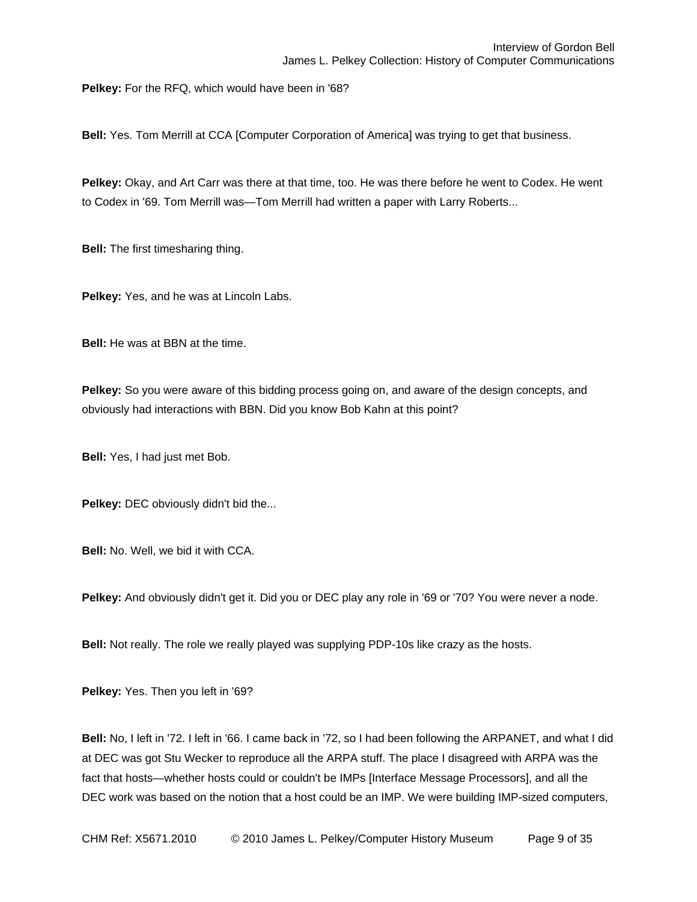**Pelkey:** For the RFQ, which would have been in '68?

**Bell:** Yes. Tom Merrill at CCA [Computer Corporation of America] was trying to get that business.

**Pelkey:** Okay, and Art Carr was there at that time, too. He was there before he went to Codex. He went to Codex in '69. Tom Merrill was—Tom Merrill had written a paper with Larry Roberts...

**Bell:** The first timesharing thing.

**Pelkey:** Yes, and he was at Lincoln Labs.

**Bell:** He was at BBN at the time.

**Pelkey:** So you were aware of this bidding process going on, and aware of the design concepts, and obviously had interactions with BBN. Did you know Bob Kahn at this point?

**Bell:** Yes, I had just met Bob.

**Pelkey:** DEC obviously didn't bid the...

**Bell:** No. Well, we bid it with CCA.

**Pelkey:** And obviously didn't get it. Did you or DEC play any role in '69 or '70? You were never a node.

**Bell:** Not really. The role we really played was supplying PDP-10s like crazy as the hosts.

**Pelkey:** Yes. Then you left in '69?

**Bell:** No, I left in '72. I left in '66. I came back in '72, so I had been following the ARPANET, and what I did at DEC was got Stu Wecker to reproduce all the ARPA stuff. The place I disagreed with ARPA was the fact that hosts—whether hosts could or couldn't be IMPs [Interface Message Processors], and all the DEC work was based on the notion that a host could be an IMP. We were building IMP-sized computers,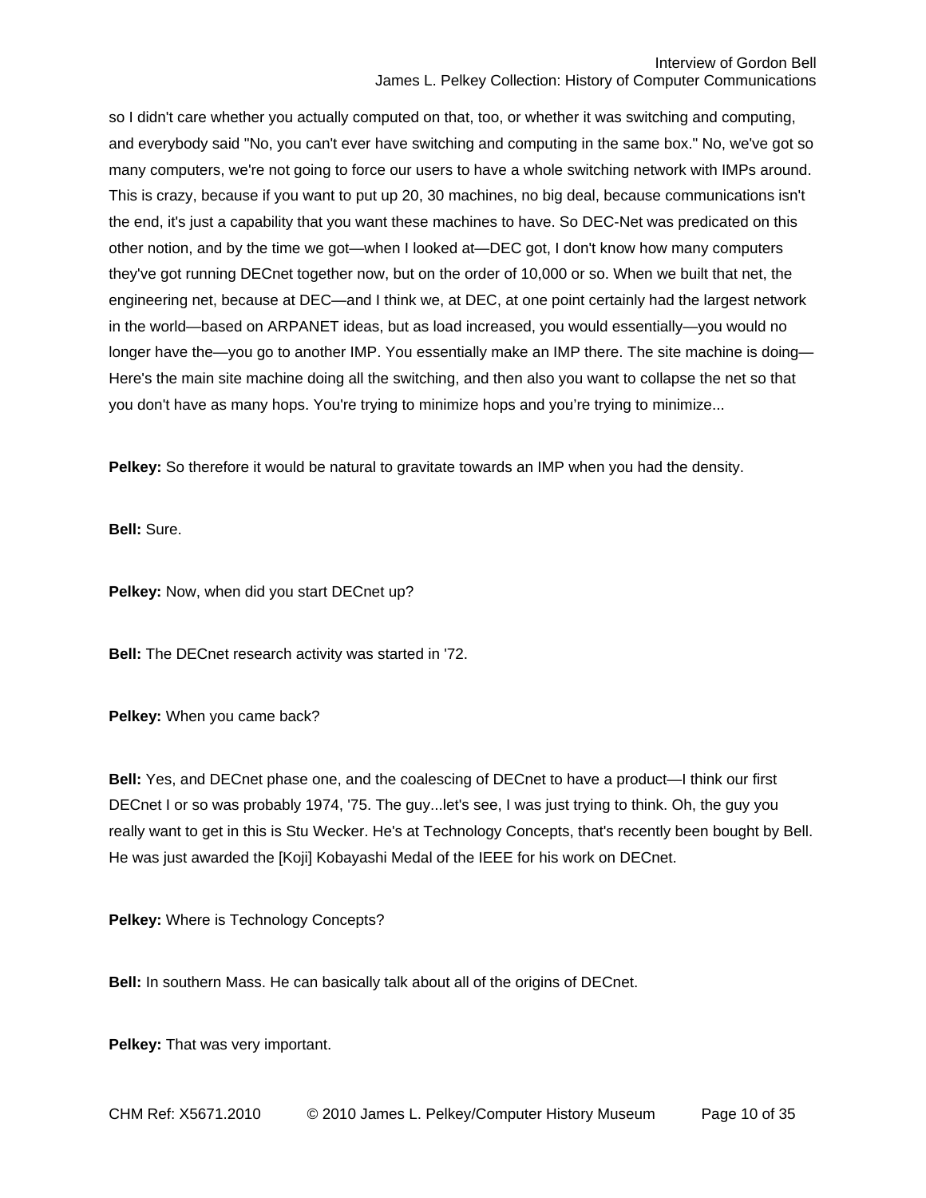so I didn't care whether you actually computed on that, too, or whether it was switching and computing, and everybody said "No, you can't ever have switching and computing in the same box." No, we've got so many computers, we're not going to force our users to have a whole switching network with IMPs around. This is crazy, because if you want to put up 20, 30 machines, no big deal, because communications isn't the end, it's just a capability that you want these machines to have. So DEC-Net was predicated on this other notion, and by the time we got—when I looked at—DEC got, I don't know how many computers they've got running DECnet together now, but on the order of 10,000 or so. When we built that net, the engineering net, because at DEC—and I think we, at DEC, at one point certainly had the largest network in the world—based on ARPANET ideas, but as load increased, you would essentially—you would no longer have the—you go to another IMP. You essentially make an IMP there. The site machine is doing—Here's the main site machine doing all the switching, and then also you want to collapse the net so that you don't have as many hops. You're trying to minimize hops and you're trying to minimize...

**Pelkey:** So therefore it would be natural to gravitate towards an IMP when you had the density.

**Bell:** Sure.

**Pelkey:** Now, when did you start DECnet up?

**Bell:** The DECnet research activity was started in '72.

**Pelkey:** When you came back?

**Bell:** Yes, and DECnet phase one, and the coalescing of DECnet to have a product—I think our first DECnet I or so was probably 1974, '75. The guy...let's see, I was just trying to think. Oh, the guy you really want to get in this is Stu Wecker. He's at Technology Concepts, that's recently been bought by Bell. He was just awarded the [Koji] Kobayashi Medal of the IEEE for his work on DECnet.

**Pelkey:** Where is Technology Concepts?

**Bell:** In southern Mass. He can basically talk about all of the origins of DECnet.

**Pelkey:** That was very important.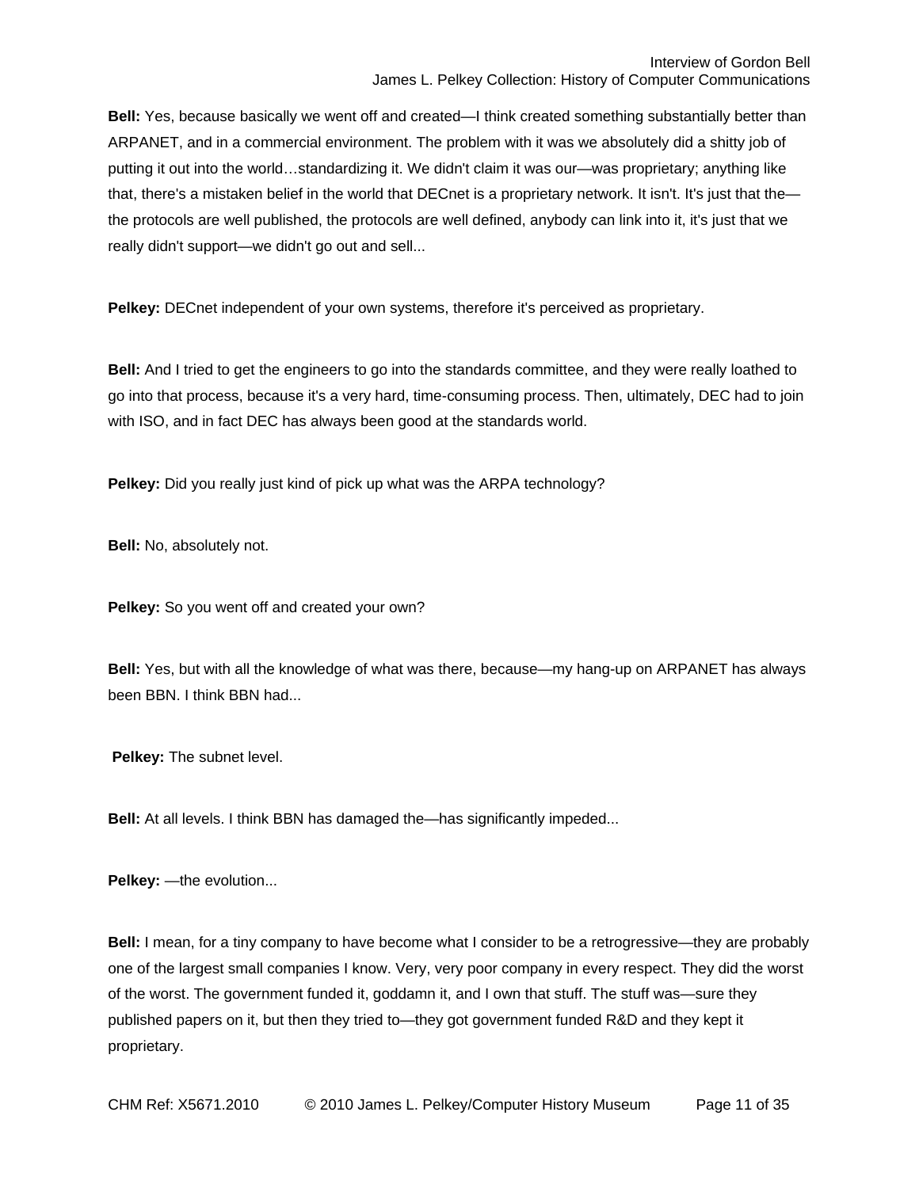**Bell:** Yes, because basically we went off and created—I think created something substantially better than ARPANET, and in a commercial environment. The problem with it was we absolutely did a shitty job of putting it out into the world…standardizing it. We didn't claim it was our—was proprietary; anything like that, there's a mistaken belief in the world that DECnet is a proprietary network. It isn't. It's just that the—the protocols are well published, the protocols are well defined, anybody can link into it, it's just that we really didn't support—we didn't go out and sell...

**Pelkey:** DECnet independent of your own systems, therefore it's perceived as proprietary.

**Bell:** And I tried to get the engineers to go into the standards committee, and they were really loathed to go into that process, because it's a very hard, time-consuming process. Then, ultimately, DEC had to join with ISO, and in fact DEC has always been good at the standards world.

**Pelkey:** Did you really just kind of pick up what was the ARPA technology?

**Bell:** No, absolutely not.

**Pelkey:** So you went off and created your own?

**Bell:** Yes, but with all the knowledge of what was there, because—my hang-up on ARPANET has always been BBN. I think BBN had...

**Pelkey:** The subnet level.

**Bell:** At all levels. I think BBN has damaged the—has significantly impeded...

**Pelkey:** —the evolution...

**Bell:** I mean, for a tiny company to have become what I consider to be a retrogressive—they are probably one of the largest small companies I know. Very, very poor company in every respect. They did the worst of the worst. The government funded it, goddamn it, and I own that stuff. The stuff was—sure they published papers on it, but then they tried to—they got government funded R&D and they kept it proprietary.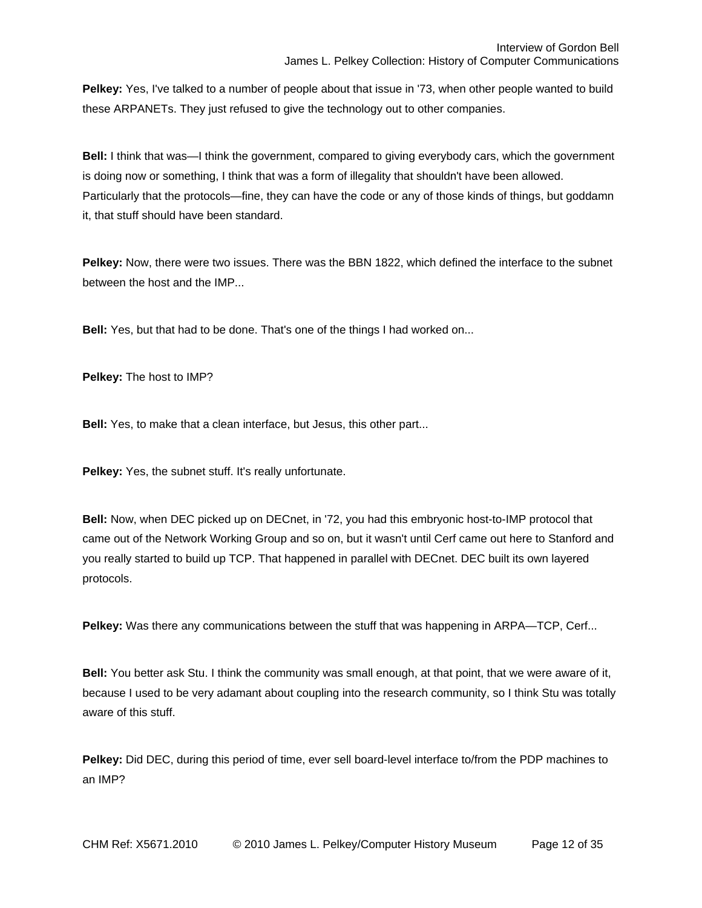**Pelkey:** Yes, I've talked to a number of people about that issue in '73, when other people wanted to build these ARPANETs. They just refused to give the technology out to other companies.

**Bell:** I think that was—I think the government, compared to giving everybody cars, which the government is doing now or something, I think that was a form of illegality that shouldn't have been allowed. Particularly that the protocols—fine, they can have the code or any of those kinds of things, but goddamn it, that stuff should have been standard.

**Pelkey:** Now, there were two issues. There was the BBN 1822, which defined the interface to the subnet between the host and the IMP...

**Bell:** Yes, but that had to be done. That's one of the things I had worked on...

**Pelkey:** The host to IMP?

**Bell:** Yes, to make that a clean interface, but Jesus, this other part...

**Pelkey:** Yes, the subnet stuff. It's really unfortunate.

**Bell:** Now, when DEC picked up on DECnet, in '72, you had this embryonic host-to-IMP protocol that came out of the Network Working Group and so on, but it wasn't until Cerf came out here to Stanford and you really started to build up TCP. That happened in parallel with DECnet. DEC built its own layered protocols.

**Pelkey:** Was there any communications between the stuff that was happening in ARPA—TCP, Cerf...

**Bell:** You better ask Stu. I think the community was small enough, at that point, that we were aware of it, because I used to be very adamant about coupling into the research community, so I think Stu was totally aware of this stuff.

**Pelkey:** Did DEC, during this period of time, ever sell board-level interface to/from the PDP machines to an IMP?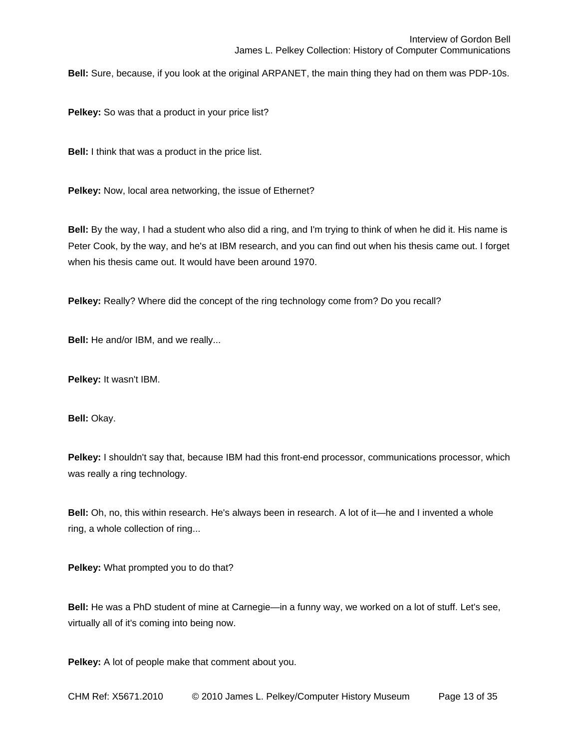**Bell:** Sure, because, if you look at the original ARPANET, the main thing they had on them was PDP-10s.

**Pelkey:** So was that a product in your price list?

**Bell:** I think that was a product in the price list.

**Pelkey:** Now, local area networking, the issue of Ethernet?

**Bell:** By the way, I had a student who also did a ring, and I'm trying to think of when he did it. His name is Peter Cook, by the way, and he's at IBM research, and you can find out when his thesis came out. I forget when his thesis came out. It would have been around 1970.

**Pelkey:** Really? Where did the concept of the ring technology come from? Do you recall?

**Bell:** He and/or IBM, and we really...

**Pelkey:** It wasn't IBM.

**Bell:** Okay.

**Pelkey:** I shouldn't say that, because IBM had this front-end processor, communications processor, which was really a ring technology.

**Bell:** Oh, no, this within research. He's always been in research. A lot of it—he and I invented a whole ring, a whole collection of ring...

**Pelkey:** What prompted you to do that?

**Bell:** He was a PhD student of mine at Carnegie—in a funny way, we worked on a lot of stuff. Let's see, virtually all of it's coming into being now.

**Pelkey:** A lot of people make that comment about you.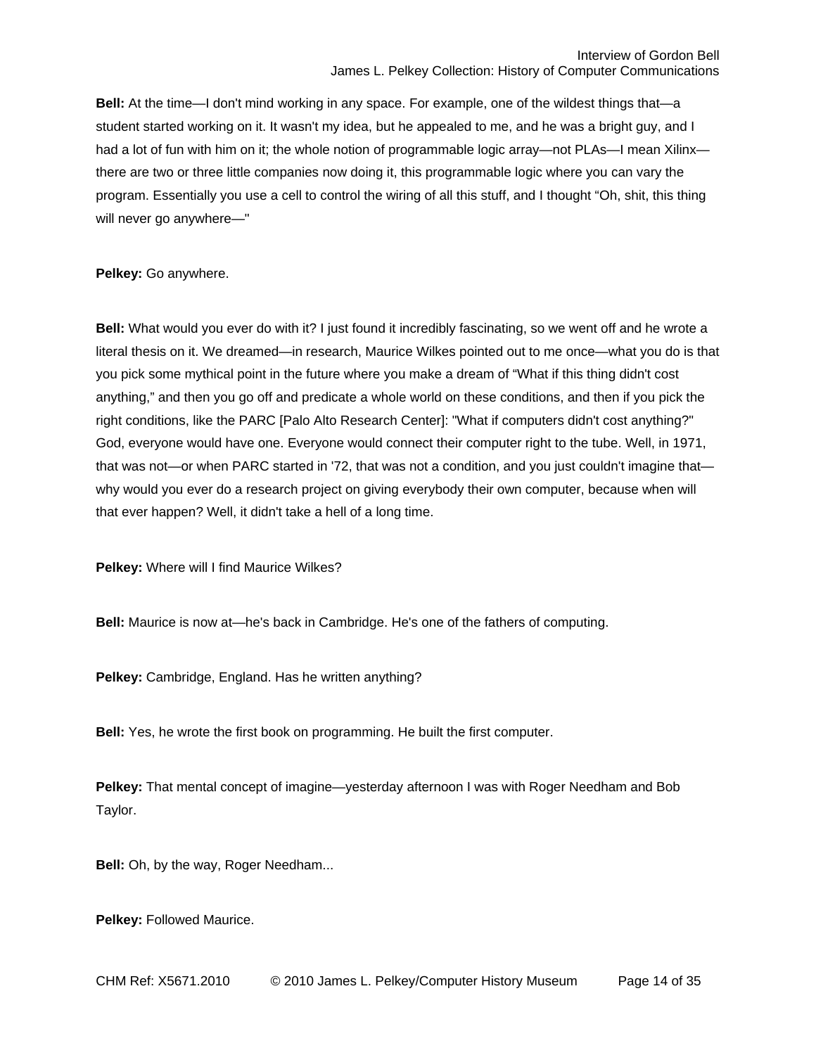**Bell:** At the time—I don't mind working in any space. For example, one of the wildest things that—a student started working on it. It wasn't my idea, but he appealed to me, and he was a bright guy, and I had a lot of fun with him on it; the whole notion of programmable logic array—not PLAs—I mean Xilinx—there are two or three little companies now doing it, this programmable logic where you can vary the program. Essentially you use a cell to control the wiring of all this stuff, and I thought "Oh, shit, this thing will never go anywhere—"

**Pelkey:** Go anywhere.

**Bell:** What would you ever do with it? I just found it incredibly fascinating, so we went off and he wrote a literal thesis on it. We dreamed—in research, Maurice Wilkes pointed out to me once—what you do is that you pick some mythical point in the future where you make a dream of "What if this thing didn't cost anything," and then you go off and predicate a whole world on these conditions, and then if you pick the right conditions, like the PARC [Palo Alto Research Center]: "What if computers didn't cost anything?" God, everyone would have one. Everyone would connect their computer right to the tube. Well, in 1971, that was not—or when PARC started in '72, that was not a condition, and you just couldn't imagine that—why would you ever do a research project on giving everybody their own computer, because when will that ever happen? Well, it didn't take a hell of a long time.

**Pelkey:** Where will I find Maurice Wilkes?

**Bell:** Maurice is now at—he's back in Cambridge. He's one of the fathers of computing.

**Pelkey:** Cambridge, England. Has he written anything?

**Bell:** Yes, he wrote the first book on programming. He built the first computer.

**Pelkey:** That mental concept of imagine—yesterday afternoon I was with Roger Needham and Bob Taylor.

**Bell:** Oh, by the way, Roger Needham...

**Pelkey:** Followed Maurice.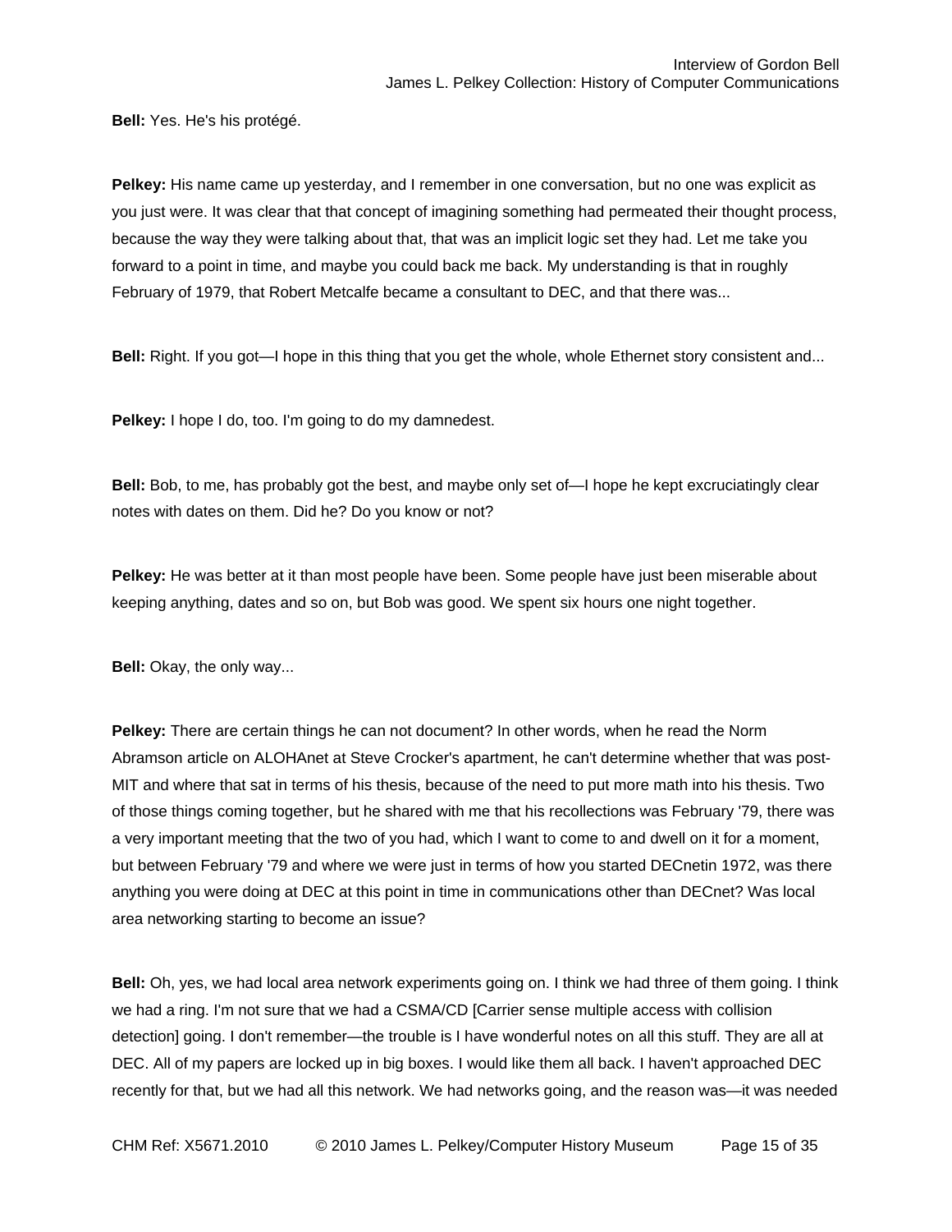**Bell:** Yes. He's his protégé.

**Pelkey:** His name came up yesterday, and I remember in one conversation, but no one was explicit as you just were. It was clear that that concept of imagining something had permeated their thought process, because the way they were talking about that, that was an implicit logic set they had. Let me take you forward to a point in time, and maybe you could back me back. My understanding is that in roughly February of 1979, that Robert Metcalfe became a consultant to DEC, and that there was...

**Bell:** Right. If you got—I hope in this thing that you get the whole, whole Ethernet story consistent and...

**Pelkey:** I hope I do, too. I'm going to do my damnedest.

**Bell:** Bob, to me, has probably got the best, and maybe only set of—I hope he kept excruciatingly clear notes with dates on them. Did he? Do you know or not?

**Pelkey:** He was better at it than most people have been. Some people have just been miserable about keeping anything, dates and so on, but Bob was good. We spent six hours one night together.

**Bell:** Okay, the only way...

**Pelkey:** There are certain things he can not document? In other words, when he read the Norm Abramson article on ALOHAnet at Steve Crocker's apartment, he can't determine whether that was post-MIT and where that sat in terms of his thesis, because of the need to put more math into his thesis. Two of those things coming together, but he shared with me that his recollections was February '79, there was a very important meeting that the two of you had, which I want to come to and dwell on it for a moment, but between February '79 and where we were just in terms of how you started DECnetin 1972, was there anything you were doing at DEC at this point in time in communications other than DECnet? Was local area networking starting to become an issue?

**Bell:** Oh, yes, we had local area network experiments going on. I think we had three of them going. I think we had a ring. I'm not sure that we had a CSMA/CD [Carrier sense multiple access with collision detection] going. I don't remember—the trouble is I have wonderful notes on all this stuff. They are all at DEC. All of my papers are locked up in big boxes. I would like them all back. I haven't approached DEC recently for that, but we had all this network. We had networks going, and the reason was—it was needed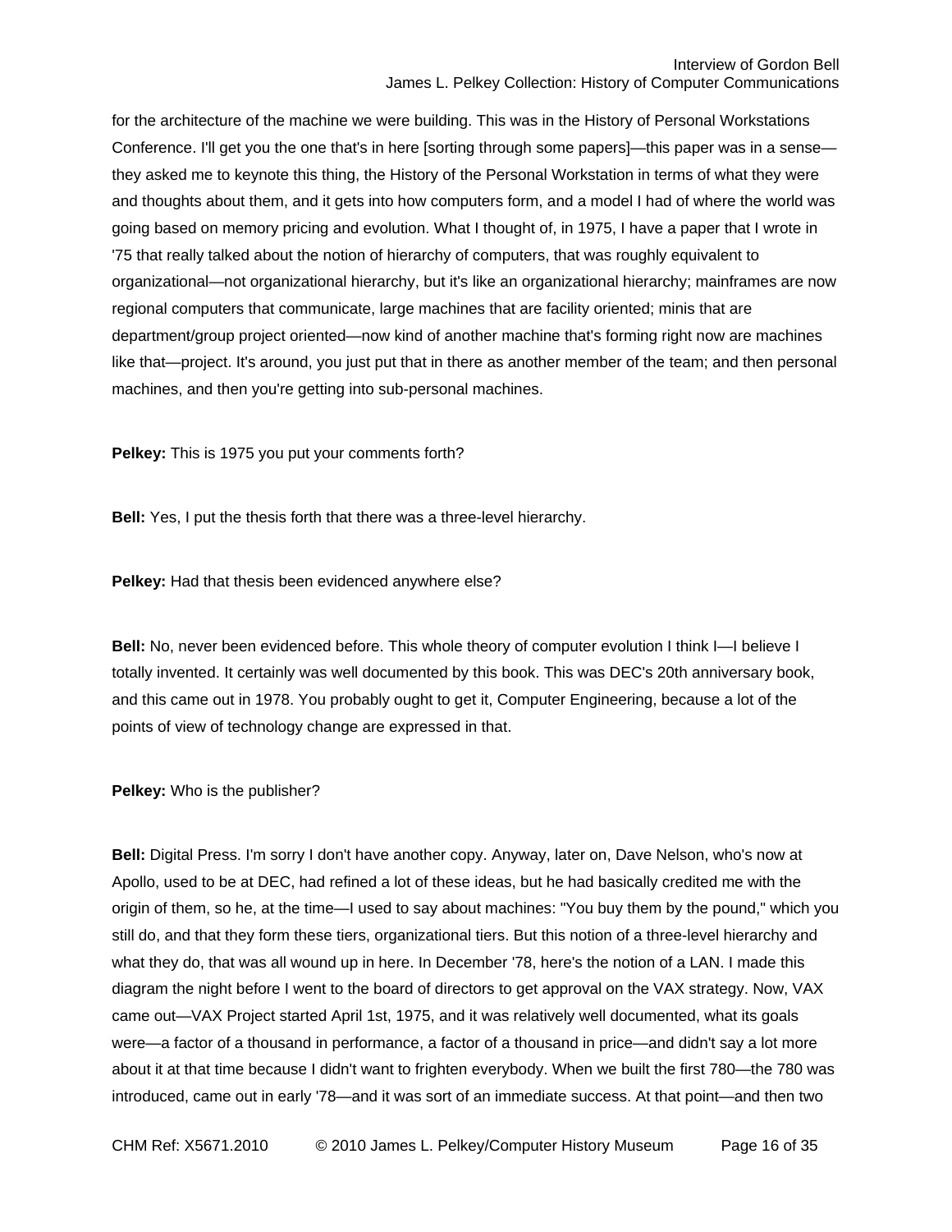for the architecture of the machine we were building. This was in the History of Personal Workstations Conference. I'll get you the one that's in here [sorting through some papers]—this paper was in a sense—they asked me to keynote this thing, the History of the Personal Workstation in terms of what they were and thoughts about them, and it gets into how computers form, and a model I had of where the world was going based on memory pricing and evolution. What I thought of, in 1975, I have a paper that I wrote in '75 that really talked about the notion of hierarchy of computers, that was roughly equivalent to organizational—not organizational hierarchy, but it's like an organizational hierarchy; mainframes are now regional computers that communicate, large machines that are facility oriented; minis that are department/group project oriented—now kind of another machine that's forming right now are machines like that—project. It's around, you just put that in there as another member of the team; and then personal machines, and then you're getting into sub-personal machines.

**Pelkey:** This is 1975 you put your comments forth?

**Bell:** Yes, I put the thesis forth that there was a three-level hierarchy.

**Pelkey:** Had that thesis been evidenced anywhere else?

**Bell:** No, never been evidenced before. This whole theory of computer evolution I think I—I believe I totally invented. It certainly was well documented by this book. This was DEC's 20th anniversary book, and this came out in 1978. You probably ought to get it, Computer Engineering, because a lot of the points of view of technology change are expressed in that.

**Pelkey:** Who is the publisher?

**Bell:** Digital Press. I'm sorry I don't have another copy. Anyway, later on, Dave Nelson, who's now at Apollo, used to be at DEC, had refined a lot of these ideas, but he had basically credited me with the origin of them, so he, at the time—I used to say about machines: "You buy them by the pound," which you still do, and that they form these tiers, organizational tiers. But this notion of a three-level hierarchy and what they do, that was all wound up in here. In December '78, here's the notion of a LAN. I made this diagram the night before I went to the board of directors to get approval on the VAX strategy. Now, VAX came out—VAX Project started April 1st, 1975, and it was relatively well documented, what its goals were—a factor of a thousand in performance, a factor of a thousand in price—and didn't say a lot more about it at that time because I didn't want to frighten everybody. When we built the first 780—the 780 was introduced, came out in early '78—and it was sort of an immediate success. At that point—and then two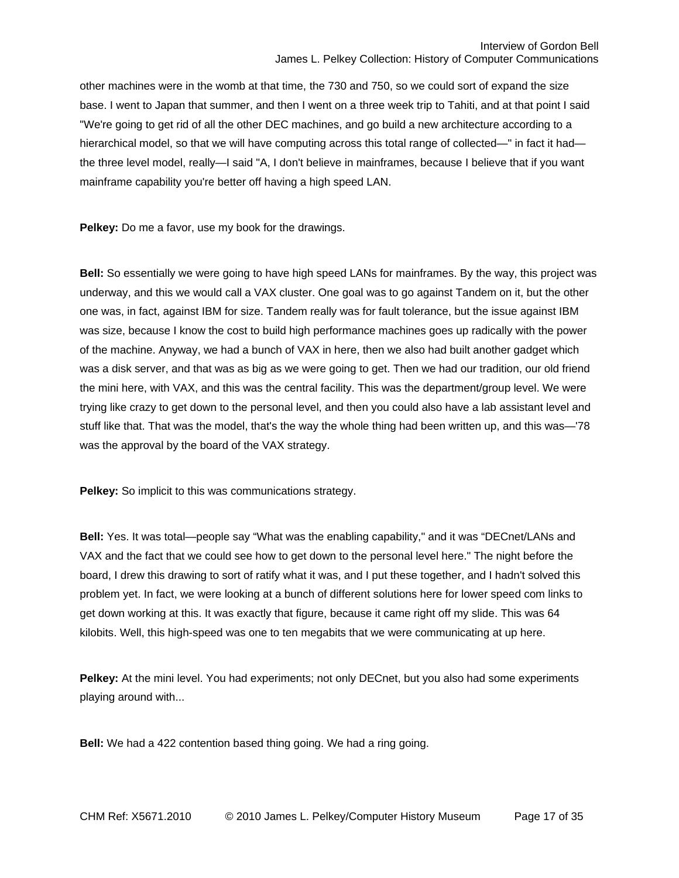other machines were in the womb at that time, the 730 and 750, so we could sort of expand the size base. I went to Japan that summer, and then I went on a three week trip to Tahiti, and at that point I said "We're going to get rid of all the other DEC machines, and go build a new architecture according to a hierarchical model, so that we will have computing across this total range of collected—" in fact it had—the three level model, really—I said "A, I don't believe in mainframes, because I believe that if you want mainframe capability you're better off having a high speed LAN.

**Pelkey:** Do me a favor, use my book for the drawings.

**Bell:** So essentially we were going to have high speed LANs for mainframes. By the way, this project was underway, and this we would call a VAX cluster. One goal was to go against Tandem on it, but the other one was, in fact, against IBM for size. Tandem really was for fault tolerance, but the issue against IBM was size, because I know the cost to build high performance machines goes up radically with the power of the machine. Anyway, we had a bunch of VAX in here, then we also had built another gadget which was a disk server, and that was as big as we were going to get. Then we had our tradition, our old friend the mini here, with VAX, and this was the central facility. This was the department/group level. We were trying like crazy to get down to the personal level, and then you could also have a lab assistant level and stuff like that. That was the model, that's the way the whole thing had been written up, and this was—'78 was the approval by the board of the VAX strategy.

**Pelkey:** So implicit to this was communications strategy.

**Bell:** Yes. It was total—people say "What was the enabling capability," and it was "DECnet/LANs and VAX and the fact that we could see how to get down to the personal level here." The night before the board, I drew this drawing to sort of ratify what it was, and I put these together, and I hadn't solved this problem yet. In fact, we were looking at a bunch of different solutions here for lower speed com links to get down working at this. It was exactly that figure, because it came right off my slide. This was 64 kilobits. Well, this high-speed was one to ten megabits that we were communicating at up here.

**Pelkey:** At the mini level. You had experiments; not only DECnet, but you also had some experiments playing around with...

**Bell:** We had a 422 contention based thing going. We had a ring going.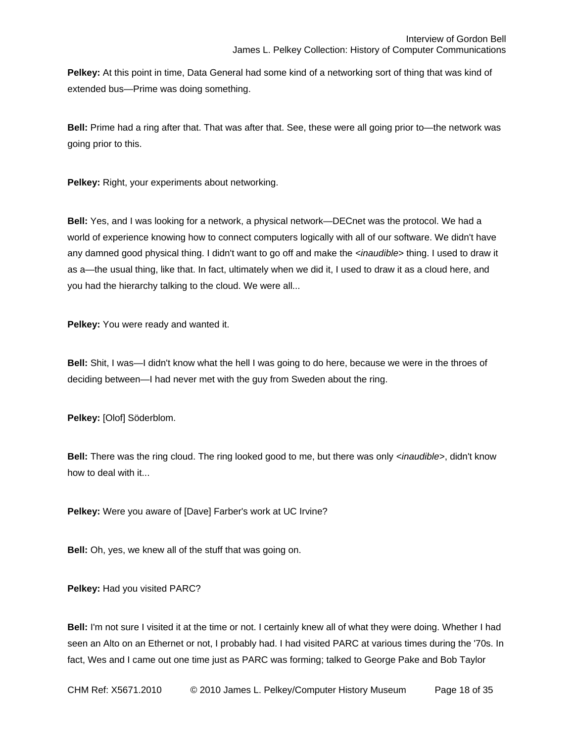**Pelkey:** At this point in time, Data General had some kind of a networking sort of thing that was kind of extended bus—Prime was doing something.

**Bell:** Prime had a ring after that. That was after that. See, these were all going prior to—the network was going prior to this.

**Pelkey:** Right, your experiments about networking.

**Bell:** Yes, and I was looking for a network, a physical network—DECnet was the protocol. We had a world of experience knowing how to connect computers logically with all of our software. We didn't have any damned good physical thing. I didn't want to go off and make the <*inaudible*> thing. I used to draw it as a—the usual thing, like that. In fact, ultimately when we did it, I used to draw it as a cloud here, and you had the hierarchy talking to the cloud. We were all...

**Pelkey:** You were ready and wanted it.

**Bell:** Shit, I was—I didn't know what the hell I was going to do here, because we were in the throes of deciding between—I had never met with the guy from Sweden about the ring.

**Pelkey:** [Olof] Söderblom.

**Bell:** There was the ring cloud. The ring looked good to me, but there was only <*inaudible*>, didn't know how to deal with it...

**Pelkey:** Were you aware of [Dave] Farber's work at UC Irvine?

**Bell:** Oh, yes, we knew all of the stuff that was going on.

**Pelkey:** Had you visited PARC?

**Bell:** I'm not sure I visited it at the time or not. I certainly knew all of what they were doing. Whether I had seen an Alto on an Ethernet or not, I probably had. I had visited PARC at various times during the '70s. In fact, Wes and I came out one time just as PARC was forming; talked to George Pake and Bob Taylor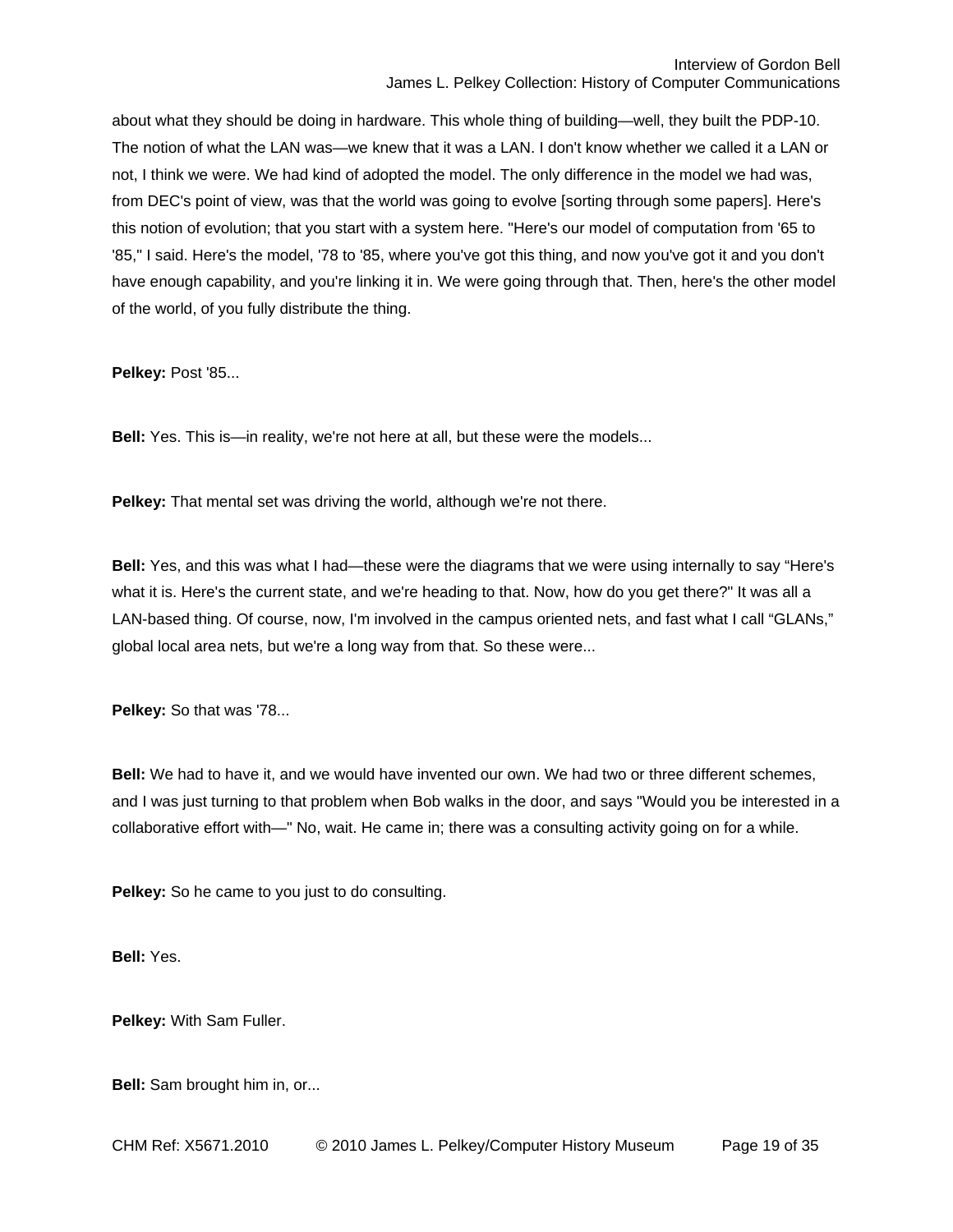about what they should be doing in hardware. This whole thing of building—well, they built the PDP-10. The notion of what the LAN was—we knew that it was a LAN. I don't know whether we called it a LAN or not, I think we were. We had kind of adopted the model. The only difference in the model we had was, from DEC's point of view, was that the world was going to evolve [sorting through some papers]. Here's this notion of evolution; that you start with a system here. "Here's our model of computation from '65 to '85," I said. Here's the model, '78 to '85, where you've got this thing, and now you've got it and you don't have enough capability, and you're linking it in. We were going through that. Then, here's the other model of the world, of you fully distribute the thing.

**Pelkey:** Post '85...

**Bell:** Yes. This is—in reality, we're not here at all, but these were the models...

**Pelkey:** That mental set was driving the world, although we're not there.

**Bell:** Yes, and this was what I had—these were the diagrams that we were using internally to say "Here's what it is. Here's the current state, and we're heading to that. Now, how do you get there?" It was all a LAN-based thing. Of course, now, I'm involved in the campus oriented nets, and fast what I call "GLANs," global local area nets, but we're a long way from that. So these were...

**Pelkey:** So that was '78...

**Bell:** We had to have it, and we would have invented our own. We had two or three different schemes, and I was just turning to that problem when Bob walks in the door, and says "Would you be interested in a collaborative effort with—" No, wait. He came in; there was a consulting activity going on for a while.

**Pelkey:** So he came to you just to do consulting.

**Bell:** Yes.

**Pelkey:** With Sam Fuller.

**Bell:** Sam brought him in, or...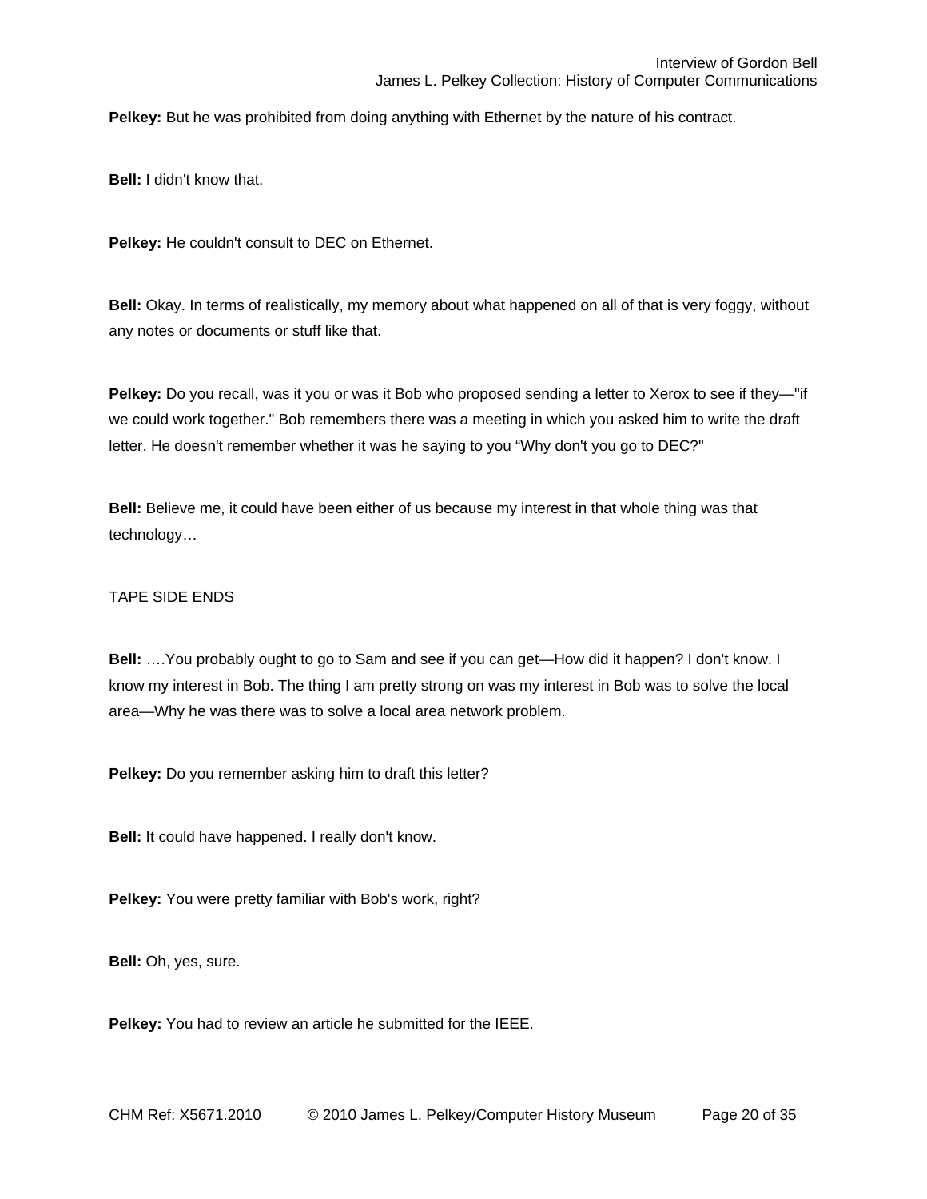**Pelkey:** But he was prohibited from doing anything with Ethernet by the nature of his contract.

**Bell:** I didn't know that.

**Pelkey:** He couldn't consult to DEC on Ethernet.

**Bell:** Okay. In terms of realistically, my memory about what happened on all of that is very foggy, without any notes or documents or stuff like that.

**Pelkey:** Do you recall, was it you or was it Bob who proposed sending a letter to Xerox to see if they—"if we could work together." Bob remembers there was a meeting in which you asked him to write the draft letter. He doesn't remember whether it was he saying to you "Why don't you go to DEC?"

**Bell:** Believe me, it could have been either of us because my interest in that whole thing was that technology…

TAPE SIDE ENDS

**Bell:** ….You probably ought to go to Sam and see if you can get—How did it happen? I don't know. I know my interest in Bob. The thing I am pretty strong on was my interest in Bob was to solve the local area—Why he was there was to solve a local area network problem.

**Pelkey:** Do you remember asking him to draft this letter?

**Bell:** It could have happened. I really don't know.

**Pelkey:** You were pretty familiar with Bob's work, right?

**Bell:** Oh, yes, sure.

**Pelkey:** You had to review an article he submitted for the IEEE.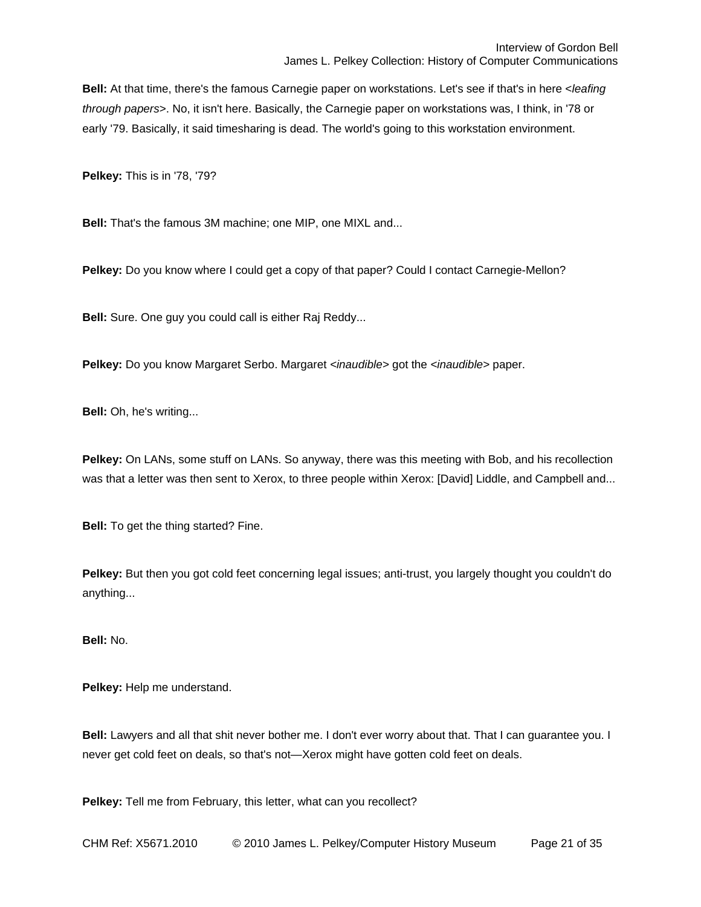**Bell:** At that time, there's the famous Carnegie paper on workstations. Let's see if that's in here <*leafing through papers*>. No, it isn't here. Basically, the Carnegie paper on workstations was, I think, in '78 or early '79. Basically, it said timesharing is dead. The world's going to this workstation environment.

**Pelkey:** This is in '78, '79?

**Bell:** That's the famous 3M machine; one MIP, one MIXL and...

**Pelkey:** Do you know where I could get a copy of that paper? Could I contact Carnegie-Mellon?

**Bell:** Sure. One guy you could call is either Raj Reddy...

**Pelkey:** Do you know Margaret Serbo. Margaret <*inaudible*> got the <*inaudible*> paper.

**Bell:** Oh, he's writing...

**Pelkey:** On LANs, some stuff on LANs. So anyway, there was this meeting with Bob, and his recollection was that a letter was then sent to Xerox, to three people within Xerox: [David] Liddle, and Campbell and...

**Bell:** To get the thing started? Fine.

**Pelkey:** But then you got cold feet concerning legal issues; anti-trust, you largely thought you couldn't do anything...

**Bell:** No.

**Pelkey:** Help me understand.

**Bell:** Lawyers and all that shit never bother me. I don't ever worry about that. That I can guarantee you. I never get cold feet on deals, so that's not—Xerox might have gotten cold feet on deals.

**Pelkey:** Tell me from February, this letter, what can you recollect?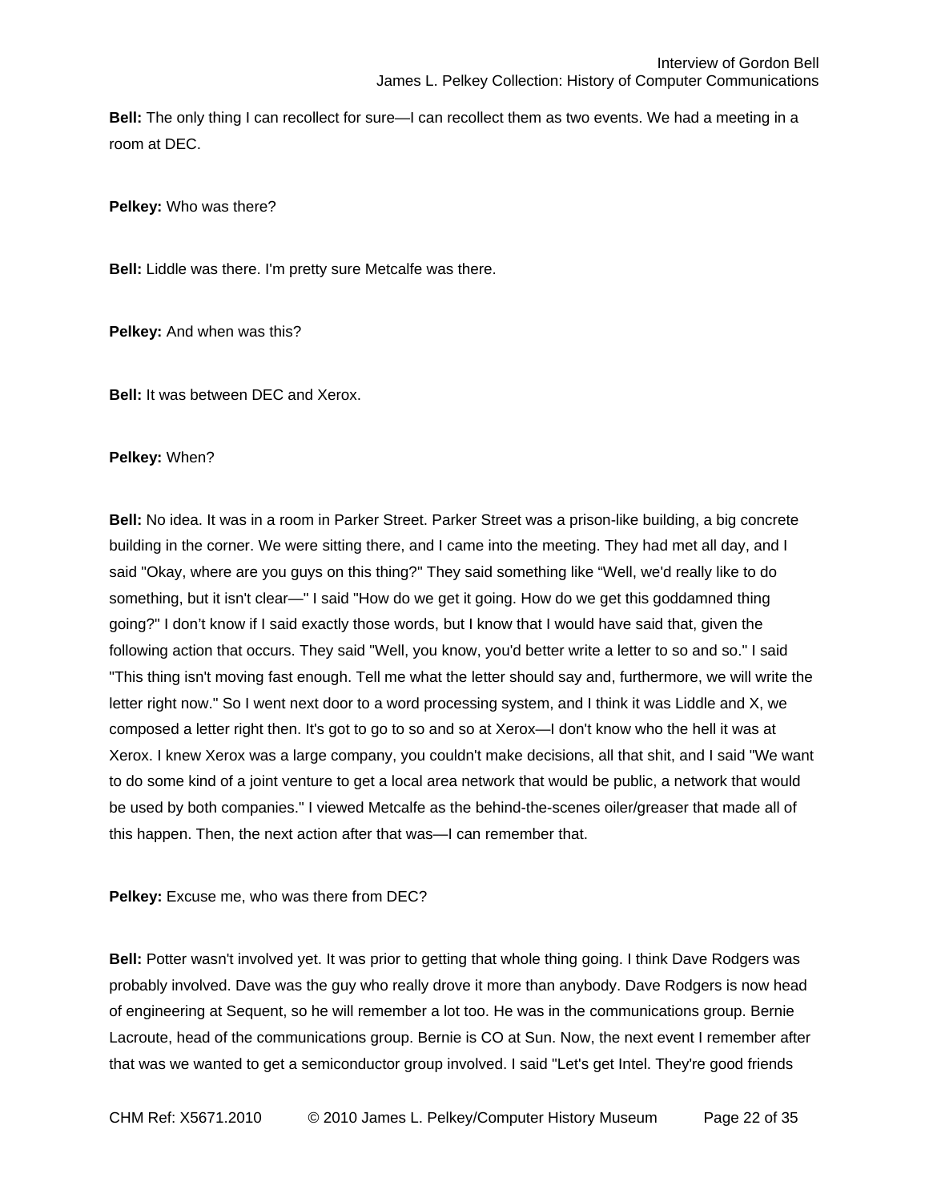**Bell:** The only thing I can recollect for sure—I can recollect them as two events. We had a meeting in a room at DEC.

**Pelkey:** Who was there?

**Bell:** Liddle was there. I'm pretty sure Metcalfe was there.

**Pelkey:** And when was this?

**Bell:** It was between DEC and Xerox.

**Pelkey:** When?

**Bell:** No idea. It was in a room in Parker Street. Parker Street was a prison-like building, a big concrete building in the corner. We were sitting there, and I came into the meeting. They had met all day, and I said "Okay, where are you guys on this thing?" They said something like "Well, we'd really like to do something, but it isn't clear—" I said "How do we get it going. How do we get this goddamned thing going?" I don't know if I said exactly those words, but I know that I would have said that, given the following action that occurs. They said "Well, you know, you'd better write a letter to so and so." I said "This thing isn't moving fast enough. Tell me what the letter should say and, furthermore, we will write the letter right now." So I went next door to a word processing system, and I think it was Liddle and X, we composed a letter right then. It's got to go to so and so at Xerox—I don't know who the hell it was at Xerox. I knew Xerox was a large company, you couldn't make decisions, all that shit, and I said "We want to do some kind of a joint venture to get a local area network that would be public, a network that would be used by both companies." I viewed Metcalfe as the behind-the-scenes oiler/greaser that made all of this happen. Then, the next action after that was—I can remember that.

**Pelkey:** Excuse me, who was there from DEC?

**Bell:** Potter wasn't involved yet. It was prior to getting that whole thing going. I think Dave Rodgers was probably involved. Dave was the guy who really drove it more than anybody. Dave Rodgers is now head of engineering at Sequent, so he will remember a lot too. He was in the communications group. Bernie Lacroute, head of the communications group. Bernie is CO at Sun. Now, the next event I remember after that was we wanted to get a semiconductor group involved. I said "Let's get Intel. They're good friends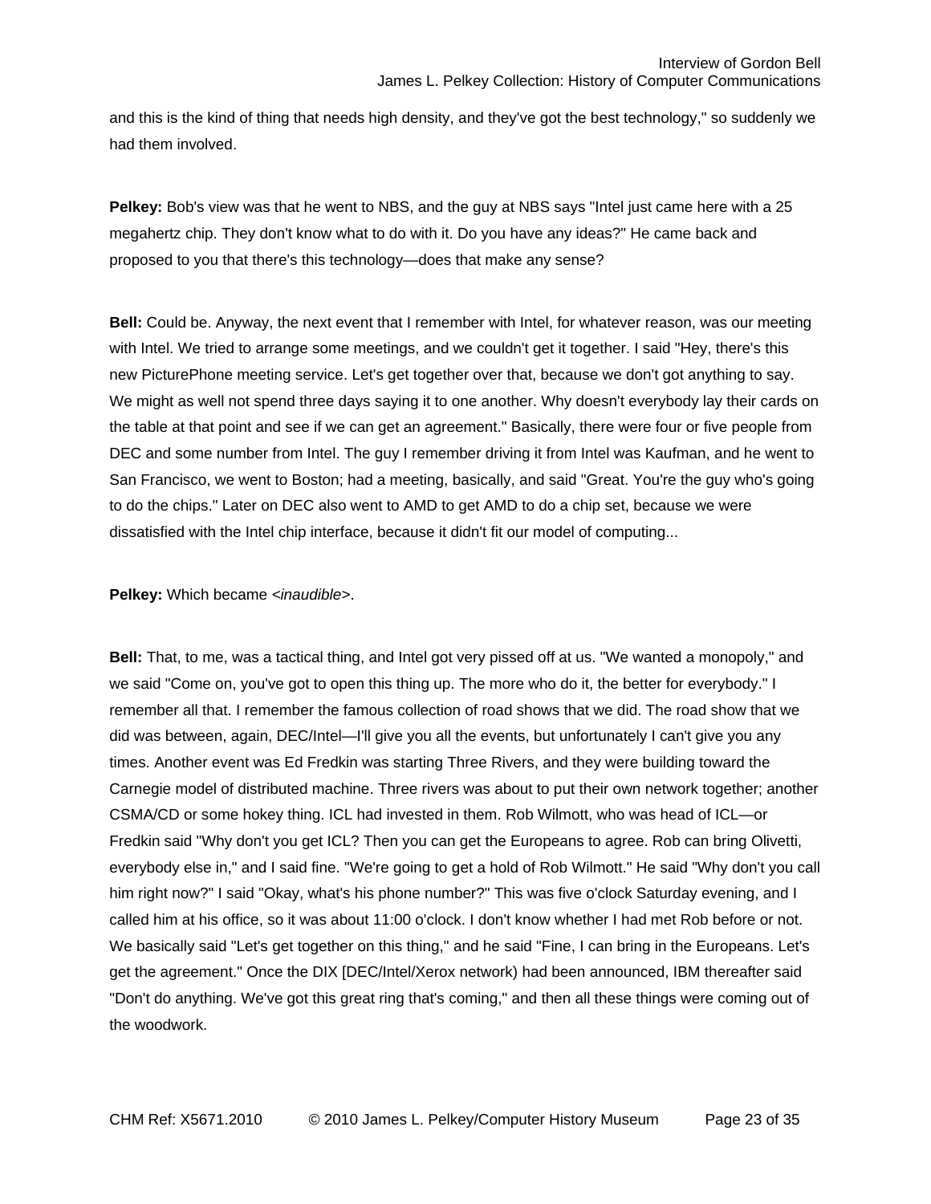and this is the kind of thing that needs high density, and they've got the best technology," so suddenly we had them involved.

**Pelkey:** Bob's view was that he went to NBS, and the guy at NBS says "Intel just came here with a 25 megahertz chip. They don't know what to do with it. Do you have any ideas?" He came back and proposed to you that there's this technology—does that make any sense?

**Bell:** Could be. Anyway, the next event that I remember with Intel, for whatever reason, was our meeting with Intel. We tried to arrange some meetings, and we couldn't get it together. I said "Hey, there's this new PicturePhone meeting service. Let's get together over that, because we don't got anything to say. We might as well not spend three days saying it to one another. Why doesn't everybody lay their cards on the table at that point and see if we can get an agreement." Basically, there were four or five people from DEC and some number from Intel. The guy I remember driving it from Intel was Kaufman, and he went to San Francisco, we went to Boston; had a meeting, basically, and said "Great. You're the guy who's going to do the chips." Later on DEC also went to AMD to get AMD to do a chip set, because we were dissatisfied with the Intel chip interface, because it didn't fit our model of computing...

**Pelkey:** Which became <*inaudible*>.

**Bell:** That, to me, was a tactical thing, and Intel got very pissed off at us. "We wanted a monopoly," and we said "Come on, you've got to open this thing up. The more who do it, the better for everybody." I remember all that. I remember the famous collection of road shows that we did. The road show that we did was between, again, DEC/Intel—I'll give you all the events, but unfortunately I can't give you any times. Another event was Ed Fredkin was starting Three Rivers, and they were building toward the Carnegie model of distributed machine. Three rivers was about to put their own network together; another CSMA/CD or some hokey thing. ICL had invested in them. Rob Wilmott, who was head of ICL—or Fredkin said "Why don't you get ICL? Then you can get the Europeans to agree. Rob can bring Olivetti, everybody else in," and I said fine. "We're going to get a hold of Rob Wilmott." He said "Why don't you call him right now?" I said "Okay, what's his phone number?" This was five o'clock Saturday evening, and I called him at his office, so it was about 11:00 o'clock. I don't know whether I had met Rob before or not. We basically said "Let's get together on this thing," and he said "Fine, I can bring in the Europeans. Let's get the agreement." Once the DIX [DEC/Intel/Xerox network) had been announced, IBM thereafter said "Don't do anything. We've got this great ring that's coming," and then all these things were coming out of the woodwork.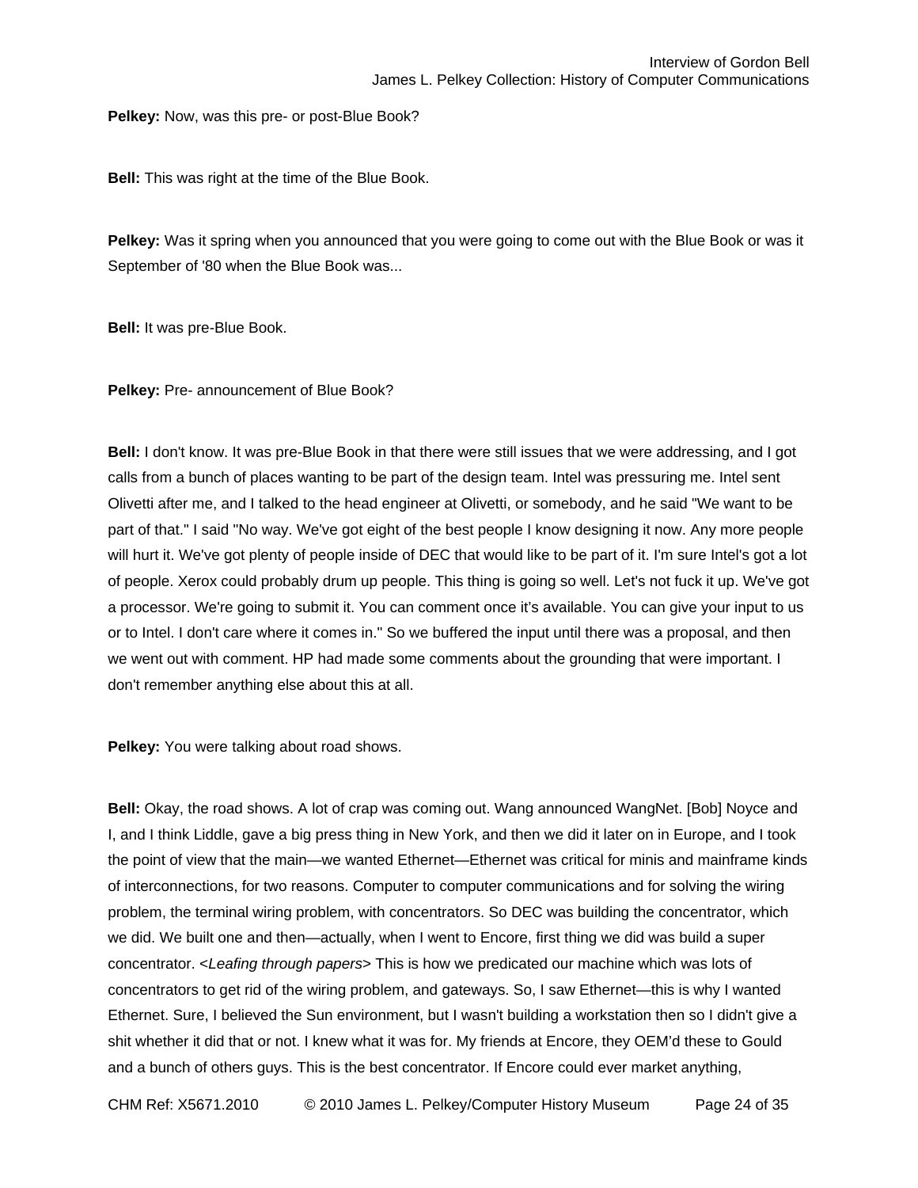**Pelkey:** Now, was this pre- or post-Blue Book?

**Bell:** This was right at the time of the Blue Book.

**Pelkey:** Was it spring when you announced that you were going to come out with the Blue Book or was it September of '80 when the Blue Book was...

**Bell:** It was pre-Blue Book.

**Pelkey:** Pre- announcement of Blue Book?

**Bell:** I don't know. It was pre-Blue Book in that there were still issues that we were addressing, and I got calls from a bunch of places wanting to be part of the design team. Intel was pressuring me. Intel sent Olivetti after me, and I talked to the head engineer at Olivetti, or somebody, and he said "We want to be part of that." I said "No way. We've got eight of the best people I know designing it now. Any more people will hurt it. We've got plenty of people inside of DEC that would like to be part of it. I'm sure Intel's got a lot of people. Xerox could probably drum up people. This thing is going so well. Let's not fuck it up. We've got a processor. We're going to submit it. You can comment once it's available. You can give your input to us or to Intel. I don't care where it comes in." So we buffered the input until there was a proposal, and then we went out with comment. HP had made some comments about the grounding that were important. I don't remember anything else about this at all.

**Pelkey:** You were talking about road shows.

**Bell:** Okay, the road shows. A lot of crap was coming out. Wang announced WangNet. [Bob] Noyce and I, and I think Liddle, gave a big press thing in New York, and then we did it later on in Europe, and I took the point of view that the main—we wanted Ethernet—Ethernet was critical for minis and mainframe kinds of interconnections, for two reasons. Computer to computer communications and for solving the wiring problem, the terminal wiring problem, with concentrators. So DEC was building the concentrator, which we did. We built one and then—actually, when I went to Encore, first thing we did was build a super concentrator. <*Leafing through papers*> This is how we predicated our machine which was lots of concentrators to get rid of the wiring problem, and gateways. So, I saw Ethernet—this is why I wanted Ethernet. Sure, I believed the Sun environment, but I wasn't building a workstation then so I didn't give a shit whether it did that or not. I knew what it was for. My friends at Encore, they OEM'd these to Gould and a bunch of others guys. This is the best concentrator. If Encore could ever market anything,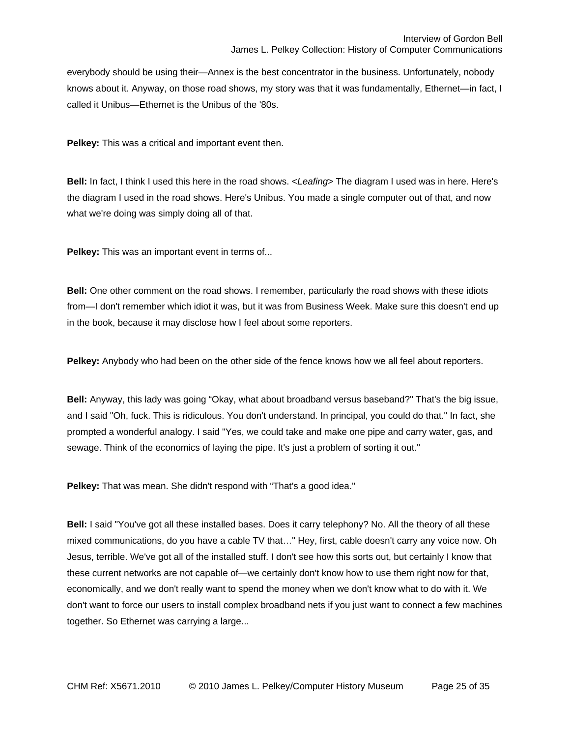everybody should be using their—Annex is the best concentrator in the business. Unfortunately, nobody knows about it. Anyway, on those road shows, my story was that it was fundamentally, Ethernet—in fact, I called it Unibus—Ethernet is the Unibus of the '80s.

**Pelkey:** This was a critical and important event then.

**Bell:** In fact, I think I used this here in the road shows. <*Leafing*> The diagram I used was in here. Here's the diagram I used in the road shows. Here's Unibus. You made a single computer out of that, and now what we're doing was simply doing all of that.

**Pelkey:** This was an important event in terms of...

**Bell:** One other comment on the road shows. I remember, particularly the road shows with these idiots from—I don't remember which idiot it was, but it was from Business Week. Make sure this doesn't end up in the book, because it may disclose how I feel about some reporters.

**Pelkey:** Anybody who had been on the other side of the fence knows how we all feel about reporters.

**Bell:** Anyway, this lady was going "Okay, what about broadband versus baseband?" That's the big issue, and I said "Oh, fuck. This is ridiculous. You don't understand. In principal, you could do that." In fact, she prompted a wonderful analogy. I said "Yes, we could take and make one pipe and carry water, gas, and sewage. Think of the economics of laying the pipe. It's just a problem of sorting it out."

**Pelkey:** That was mean. She didn't respond with "That's a good idea."

**Bell:** I said "You've got all these installed bases. Does it carry telephony? No. All the theory of all these mixed communications, do you have a cable TV that…" Hey, first, cable doesn't carry any voice now. Oh Jesus, terrible. We've got all of the installed stuff. I don't see how this sorts out, but certainly I know that these current networks are not capable of—we certainly don't know how to use them right now for that, economically, and we don't really want to spend the money when we don't know what to do with it. We don't want to force our users to install complex broadband nets if you just want to connect a few machines together. So Ethernet was carrying a large...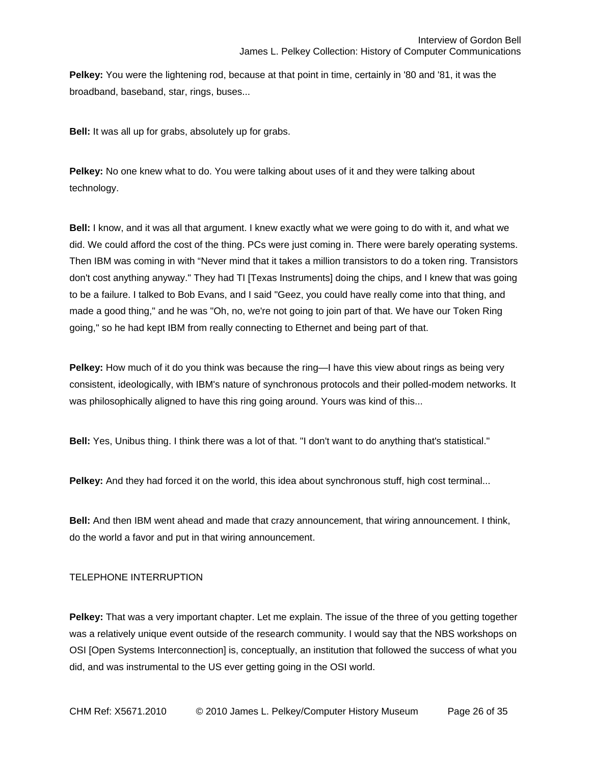**Pelkey:** You were the lightening rod, because at that point in time, certainly in '80 and '81, it was the broadband, baseband, star, rings, buses...

**Bell:** It was all up for grabs, absolutely up for grabs.

**Pelkey:** No one knew what to do. You were talking about uses of it and they were talking about technology.

**Bell:** I know, and it was all that argument. I knew exactly what we were going to do with it, and what we did. We could afford the cost of the thing. PCs were just coming in. There were barely operating systems. Then IBM was coming in with "Never mind that it takes a million transistors to do a token ring. Transistors don't cost anything anyway." They had TI [Texas Instruments] doing the chips, and I knew that was going to be a failure. I talked to Bob Evans, and I said "Geez, you could have really come into that thing, and made a good thing," and he was "Oh, no, we're not going to join part of that. We have our Token Ring going," so he had kept IBM from really connecting to Ethernet and being part of that.

**Pelkey:** How much of it do you think was because the ring—I have this view about rings as being very consistent, ideologically, with IBM's nature of synchronous protocols and their polled-modem networks. It was philosophically aligned to have this ring going around. Yours was kind of this...

**Bell:** Yes, Unibus thing. I think there was a lot of that. "I don't want to do anything that's statistical."

**Pelkey:** And they had forced it on the world, this idea about synchronous stuff, high cost terminal...

**Bell:** And then IBM went ahead and made that crazy announcement, that wiring announcement. I think, do the world a favor and put in that wiring announcement.

TELEPHONE INTERRUPTION

**Pelkey:** That was a very important chapter. Let me explain. The issue of the three of you getting together was a relatively unique event outside of the research community. I would say that the NBS workshops on OSI [Open Systems Interconnection] is, conceptually, an institution that followed the success of what you did, and was instrumental to the US ever getting going in the OSI world.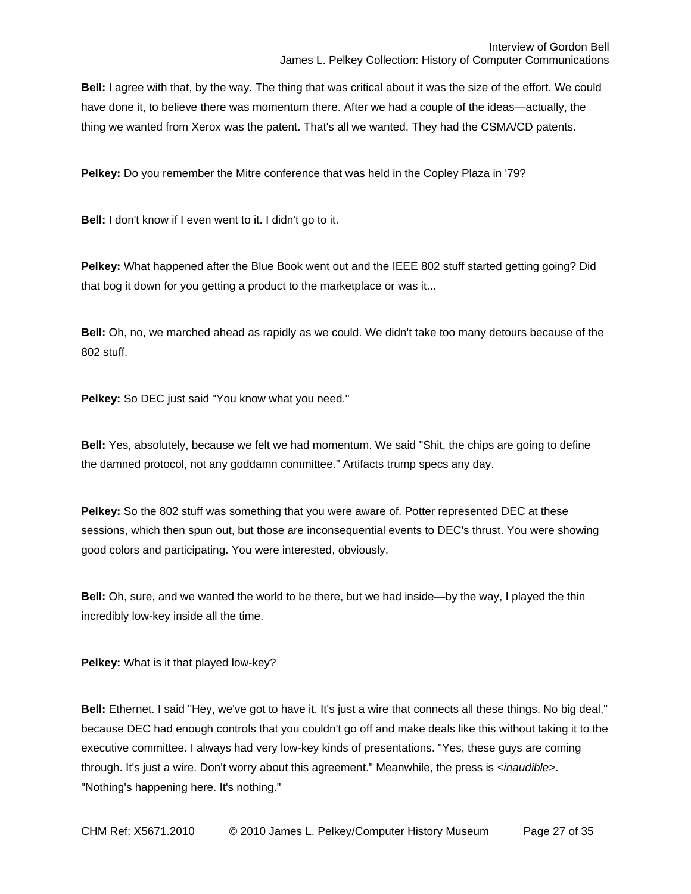**Bell:** I agree with that, by the way. The thing that was critical about it was the size of the effort. We could have done it, to believe there was momentum there. After we had a couple of the ideas—actually, the thing we wanted from Xerox was the patent. That's all we wanted. They had the CSMA/CD patents.

**Pelkey:** Do you remember the Mitre conference that was held in the Copley Plaza in '79?

**Bell:** I don't know if I even went to it. I didn't go to it.

**Pelkey:** What happened after the Blue Book went out and the IEEE 802 stuff started getting going? Did that bog it down for you getting a product to the marketplace or was it...

**Bell:** Oh, no, we marched ahead as rapidly as we could. We didn't take too many detours because of the 802 stuff.

**Pelkey:** So DEC just said "You know what you need."

**Bell:** Yes, absolutely, because we felt we had momentum. We said "Shit, the chips are going to define the damned protocol, not any goddamn committee." Artifacts trump specs any day.

**Pelkey:** So the 802 stuff was something that you were aware of. Potter represented DEC at these sessions, which then spun out, but those are inconsequential events to DEC's thrust. You were showing good colors and participating. You were interested, obviously.

**Bell:** Oh, sure, and we wanted the world to be there, but we had inside—by the way, I played the thin incredibly low-key inside all the time.

**Pelkey:** What is it that played low-key?

**Bell:** Ethernet. I said "Hey, we've got to have it. It's just a wire that connects all these things. No big deal," because DEC had enough controls that you couldn't go off and make deals like this without taking it to the executive committee. I always had very low-key kinds of presentations. "Yes, these guys are coming through. It's just a wire. Don't worry about this agreement." Meanwhile, the press is <*inaudible*>. "Nothing's happening here. It's nothing."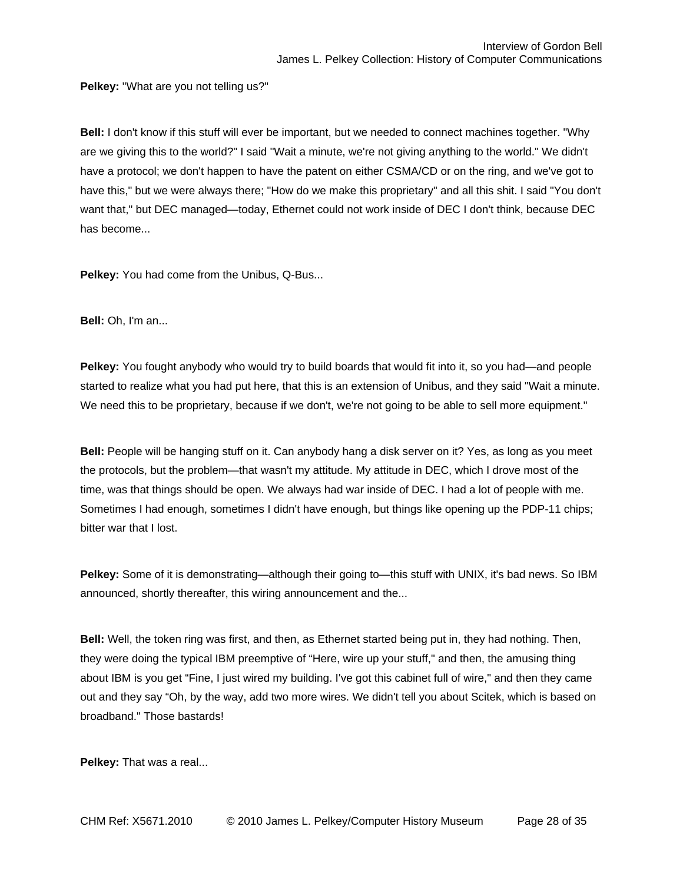**Pelkey:** "What are you not telling us?"

**Bell:** I don't know if this stuff will ever be important, but we needed to connect machines together. "Why are we giving this to the world?" I said "Wait a minute, we're not giving anything to the world." We didn't have a protocol; we don't happen to have the patent on either CSMA/CD or on the ring, and we've got to have this," but we were always there; "How do we make this proprietary" and all this shit. I said "You don't want that," but DEC managed—today, Ethernet could not work inside of DEC I don't think, because DEC has become...

**Pelkey:** You had come from the Unibus, Q-Bus...

**Bell:** Oh, I'm an...

**Pelkey:** You fought anybody who would try to build boards that would fit into it, so you had—and people started to realize what you had put here, that this is an extension of Unibus, and they said "Wait a minute. We need this to be proprietary, because if we don't, we're not going to be able to sell more equipment."

**Bell:** People will be hanging stuff on it. Can anybody hang a disk server on it? Yes, as long as you meet the protocols, but the problem—that wasn't my attitude. My attitude in DEC, which I drove most of the time, was that things should be open. We always had war inside of DEC. I had a lot of people with me. Sometimes I had enough, sometimes I didn't have enough, but things like opening up the PDP-11 chips; bitter war that I lost.

**Pelkey:** Some of it is demonstrating—although their going to—this stuff with UNIX, it's bad news. So IBM announced, shortly thereafter, this wiring announcement and the...

**Bell:** Well, the token ring was first, and then, as Ethernet started being put in, they had nothing. Then, they were doing the typical IBM preemptive of "Here, wire up your stuff," and then, the amusing thing about IBM is you get "Fine, I just wired my building. I've got this cabinet full of wire," and then they came out and they say "Oh, by the way, add two more wires. We didn't tell you about Scitek, which is based on broadband." Those bastards!

**Pelkey:** That was a real...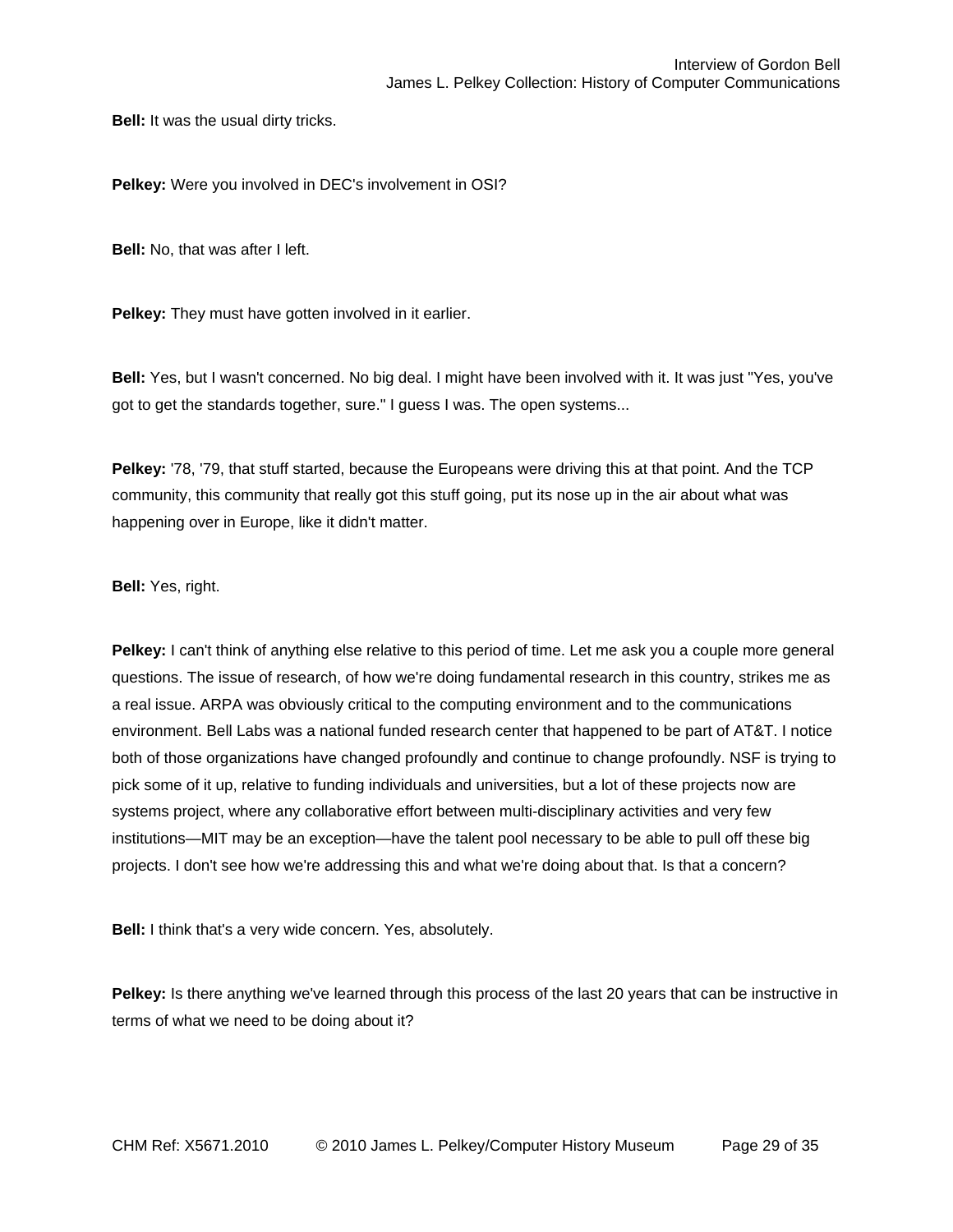**Bell:** It was the usual dirty tricks.

**Pelkey:** Were you involved in DEC's involvement in OSI?

**Bell:** No, that was after I left.

**Pelkey:** They must have gotten involved in it earlier.

**Bell:** Yes, but I wasn't concerned. No big deal. I might have been involved with it. It was just "Yes, you've got to get the standards together, sure." I guess I was. The open systems...

**Pelkey:** '78, '79, that stuff started, because the Europeans were driving this at that point. And the TCP community, this community that really got this stuff going, put its nose up in the air about what was happening over in Europe, like it didn't matter.

**Bell:** Yes, right.

**Pelkey:** I can't think of anything else relative to this period of time. Let me ask you a couple more general questions. The issue of research, of how we're doing fundamental research in this country, strikes me as a real issue. ARPA was obviously critical to the computing environment and to the communications environment. Bell Labs was a national funded research center that happened to be part of AT&T. I notice both of those organizations have changed profoundly and continue to change profoundly. NSF is trying to pick some of it up, relative to funding individuals and universities, but a lot of these projects now are systems project, where any collaborative effort between multi-disciplinary activities and very few institutions—MIT may be an exception—have the talent pool necessary to be able to pull off these big projects. I don't see how we're addressing this and what we're doing about that. Is that a concern?

**Bell:** I think that's a very wide concern. Yes, absolutely.

**Pelkey:** Is there anything we've learned through this process of the last 20 years that can be instructive in terms of what we need to be doing about it?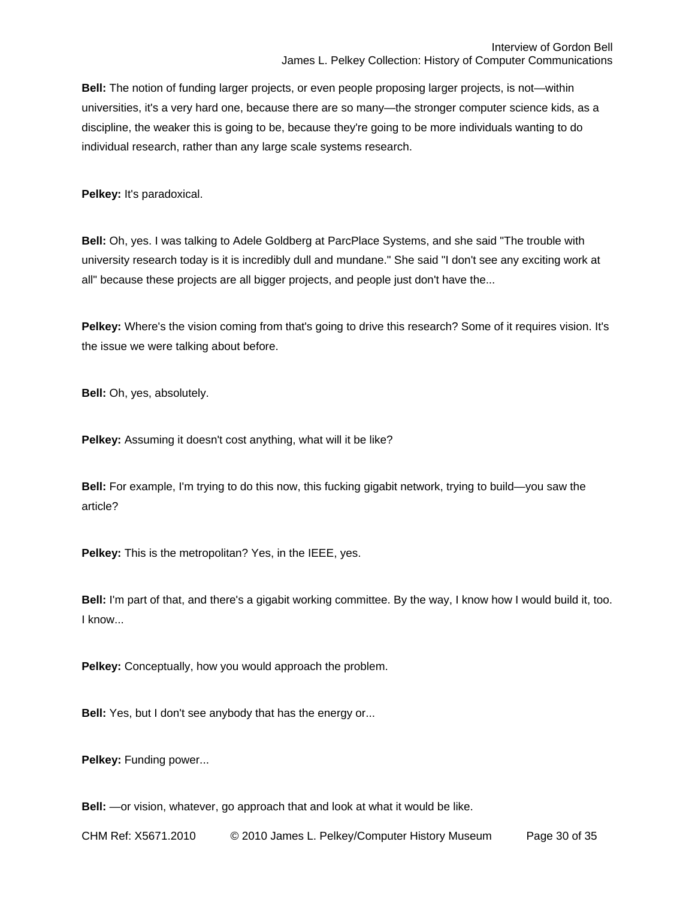**Bell:** The notion of funding larger projects, or even people proposing larger projects, is not—within universities, it's a very hard one, because there are so many—the stronger computer science kids, as a discipline, the weaker this is going to be, because they're going to be more individuals wanting to do individual research, rather than any large scale systems research.

**Pelkey:** It's paradoxical.

**Bell:** Oh, yes. I was talking to Adele Goldberg at ParcPlace Systems, and she said "The trouble with university research today is it is incredibly dull and mundane." She said "I don't see any exciting work at all" because these projects are all bigger projects, and people just don't have the...

**Pelkey:** Where's the vision coming from that's going to drive this research? Some of it requires vision. It's the issue we were talking about before.

**Bell:** Oh, yes, absolutely.

**Pelkey:** Assuming it doesn't cost anything, what will it be like?

**Bell:** For example, I'm trying to do this now, this fucking gigabit network, trying to build—you saw the article?

**Pelkey:** This is the metropolitan? Yes, in the IEEE, yes.

**Bell:** I'm part of that, and there's a gigabit working committee. By the way, I know how I would build it, too. I know...

**Pelkey:** Conceptually, how you would approach the problem.

**Bell:** Yes, but I don't see anybody that has the energy or...

**Pelkey:** Funding power...

**Bell:** —or vision, whatever, go approach that and look at what it would be like.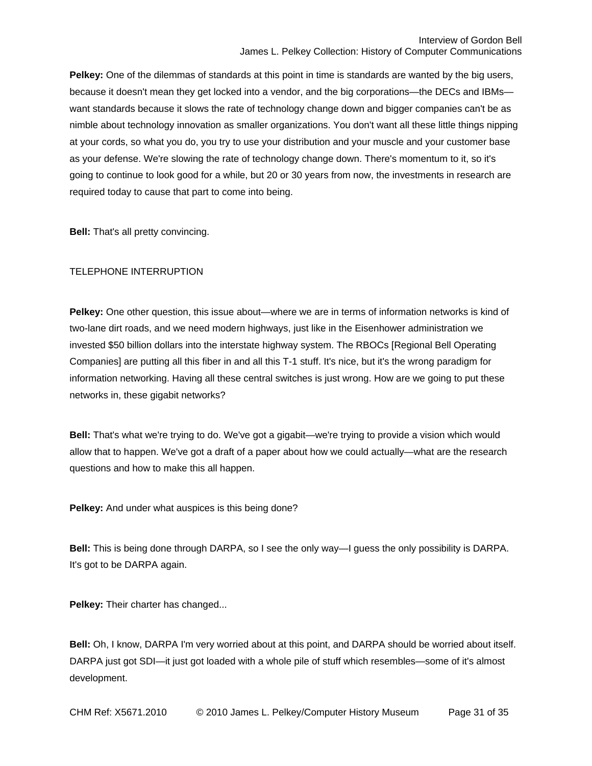**Pelkey:** One of the dilemmas of standards at this point in time is standards are wanted by the big users, because it doesn't mean they get locked into a vendor, and the big corporations—the DECs and IBMs—want standards because it slows the rate of technology change down and bigger companies can't be as nimble about technology innovation as smaller organizations. You don't want all these little things nipping at your cords, so what you do, you try to use your distribution and your muscle and your customer base as your defense. We're slowing the rate of technology change down. There's momentum to it, so it's going to continue to look good for a while, but 20 or 30 years from now, the investments in research are required today to cause that part to come into being.

**Bell:** That's all pretty convincing.

TELEPHONE INTERRUPTION

**Pelkey:** One other question, this issue about—where we are in terms of information networks is kind of two-lane dirt roads, and we need modern highways, just like in the Eisenhower administration we invested $50 billion dollars into the interstate highway system. The RBOCs [Regional Bell Operating Companies] are putting all this fiber in and all this T-1 stuff. It's nice, but it's the wrong paradigm for information networking. Having all these central switches is just wrong. How are we going to put these networks in, these gigabit networks?

**Bell:** That's what we're trying to do. We've got a gigabit—we're trying to provide a vision which would allow that to happen. We've got a draft of a paper about how we could actually—what are the research questions and how to make this all happen.

**Pelkey:** And under what auspices is this being done?

**Bell:** This is being done through DARPA, so I see the only way—I guess the only possibility is DARPA. It's got to be DARPA again.

**Pelkey:** Their charter has changed...

**Bell:** Oh, I know, DARPA I'm very worried about at this point, and DARPA should be worried about itself. DARPA just got SDI—it just got loaded with a whole pile of stuff which resembles—some of it's almost development.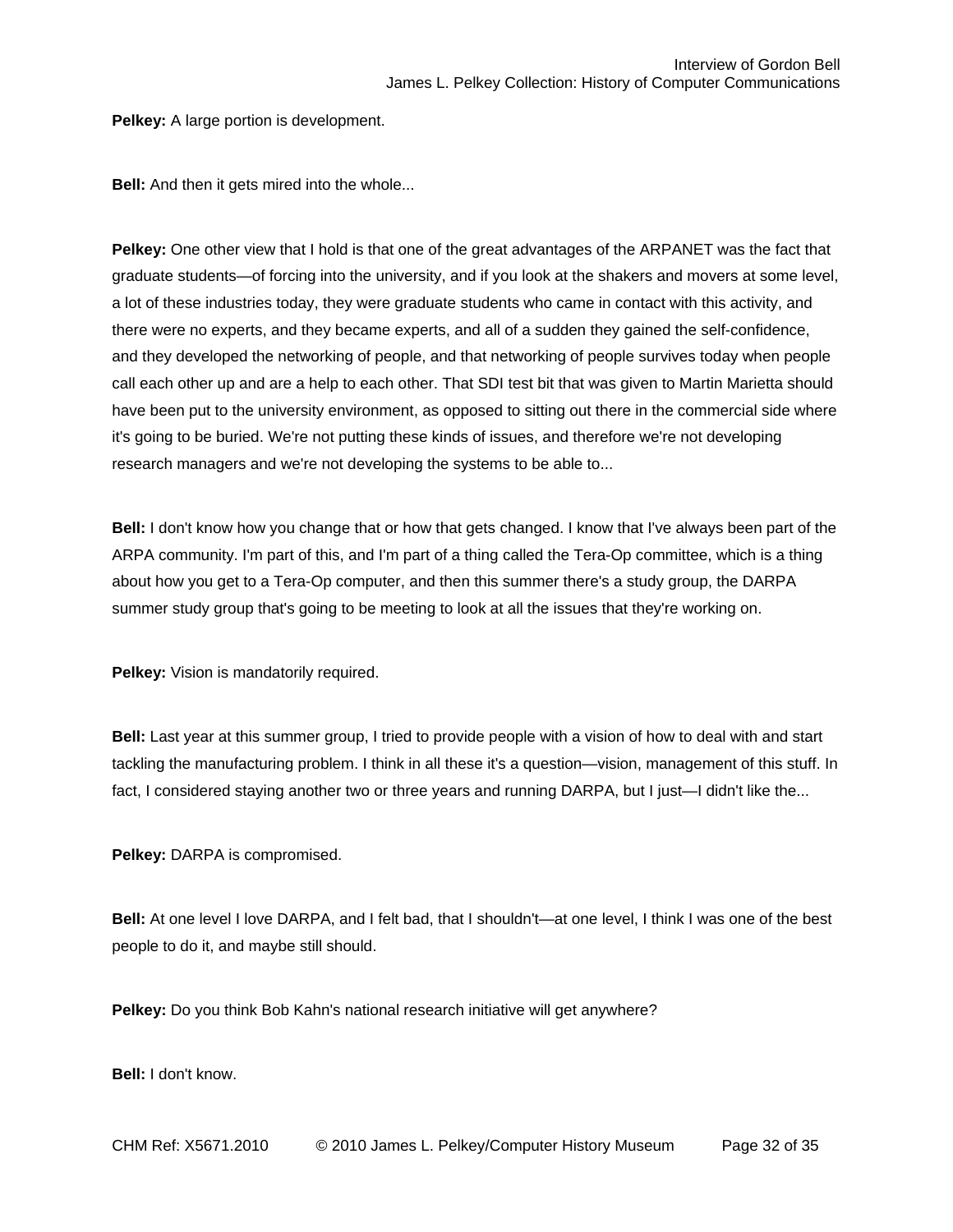**Pelkey:** A large portion is development.

**Bell:** And then it gets mired into the whole...

**Pelkey:** One other view that I hold is that one of the great advantages of the ARPANET was the fact that graduate students—of forcing into the university, and if you look at the shakers and movers at some level, a lot of these industries today, they were graduate students who came in contact with this activity, and there were no experts, and they became experts, and all of a sudden they gained the self-confidence, and they developed the networking of people, and that networking of people survives today when people call each other up and are a help to each other. That SDI test bit that was given to Martin Marietta should have been put to the university environment, as opposed to sitting out there in the commercial side where it's going to be buried. We're not putting these kinds of issues, and therefore we're not developing research managers and we're not developing the systems to be able to...

**Bell:** I don't know how you change that or how that gets changed. I know that I've always been part of the ARPA community. I'm part of this, and I'm part of a thing called the Tera-Op committee, which is a thing about how you get to a Tera-Op computer, and then this summer there's a study group, the DARPA summer study group that's going to be meeting to look at all the issues that they're working on.

**Pelkey:** Vision is mandatorily required.

**Bell:** Last year at this summer group, I tried to provide people with a vision of how to deal with and start tackling the manufacturing problem. I think in all these it's a question—vision, management of this stuff. In fact, I considered staying another two or three years and running DARPA, but I just—I didn't like the...

**Pelkey:** DARPA is compromised.

**Bell:** At one level I love DARPA, and I felt bad, that I shouldn't—at one level, I think I was one of the best people to do it, and maybe still should.

**Pelkey:** Do you think Bob Kahn's national research initiative will get anywhere?

**Bell:** I don't know.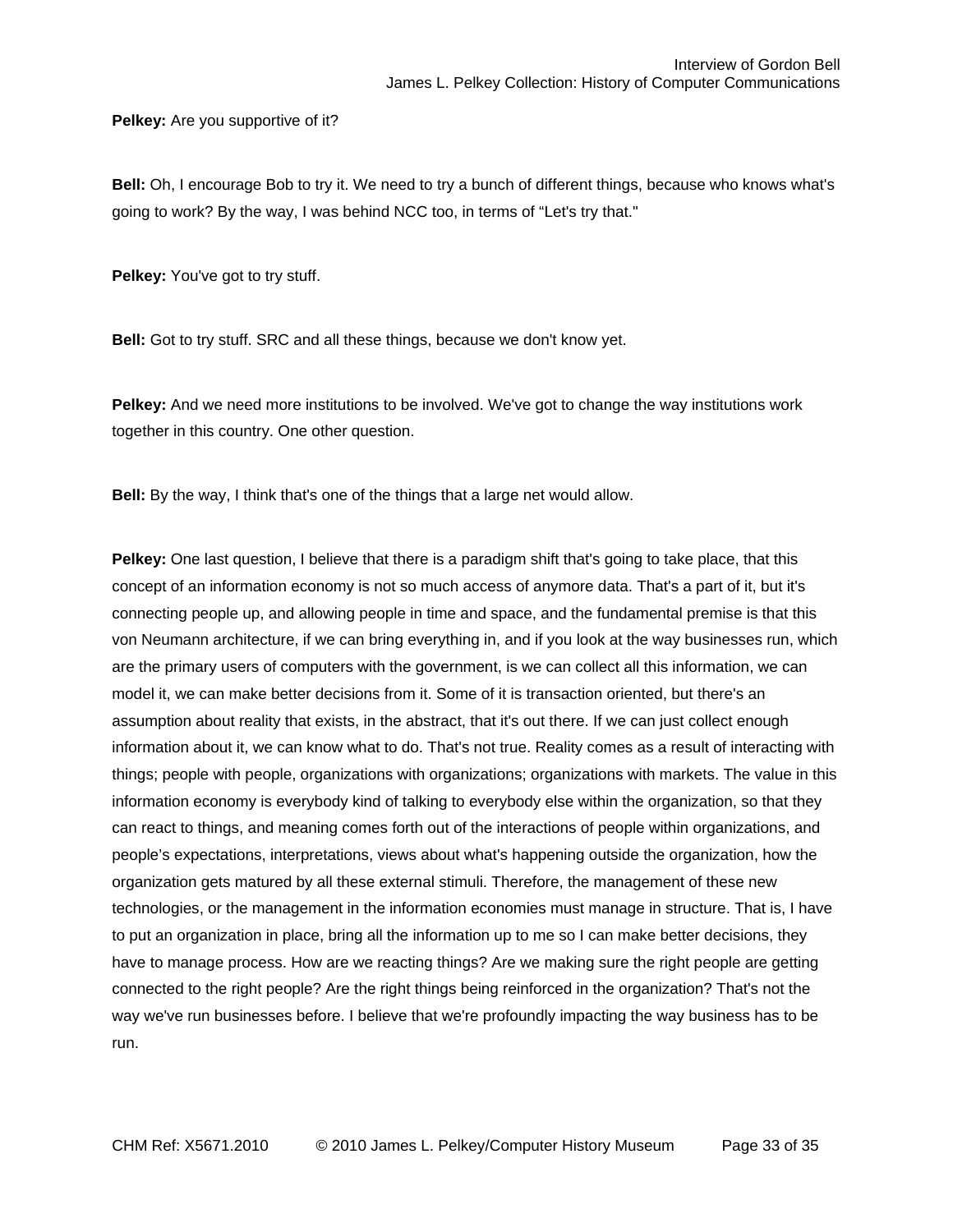**Pelkey:** Are you supportive of it?

**Bell:** Oh, I encourage Bob to try it. We need to try a bunch of different things, because who knows what's going to work? By the way, I was behind NCC too, in terms of "Let's try that."

**Pelkey:** You've got to try stuff.

**Bell:** Got to try stuff. SRC and all these things, because we don't know yet.

**Pelkey:** And we need more institutions to be involved. We've got to change the way institutions work together in this country. One other question.

**Bell:** By the way, I think that's one of the things that a large net would allow.

**Pelkey:** One last question, I believe that there is a paradigm shift that's going to take place, that this concept of an information economy is not so much access of anymore data. That's a part of it, but it's connecting people up, and allowing people in time and space, and the fundamental premise is that this von Neumann architecture, if we can bring everything in, and if you look at the way businesses run, which are the primary users of computers with the government, is we can collect all this information, we can model it, we can make better decisions from it. Some of it is transaction oriented, but there's an assumption about reality that exists, in the abstract, that it's out there. If we can just collect enough information about it, we can know what to do. That's not true. Reality comes as a result of interacting with things; people with people, organizations with organizations; organizations with markets. The value in this information economy is everybody kind of talking to everybody else within the organization, so that they can react to things, and meaning comes forth out of the interactions of people within organizations, and people's expectations, interpretations, views about what's happening outside the organization, how the organization gets matured by all these external stimuli. Therefore, the management of these new technologies, or the management in the information economies must manage in structure. That is, I have to put an organization in place, bring all the information up to me so I can make better decisions, they have to manage process. How are we reacting things? Are we making sure the right people are getting connected to the right people? Are the right things being reinforced in the organization? That's not the way we've run businesses before. I believe that we're profoundly impacting the way business has to be run.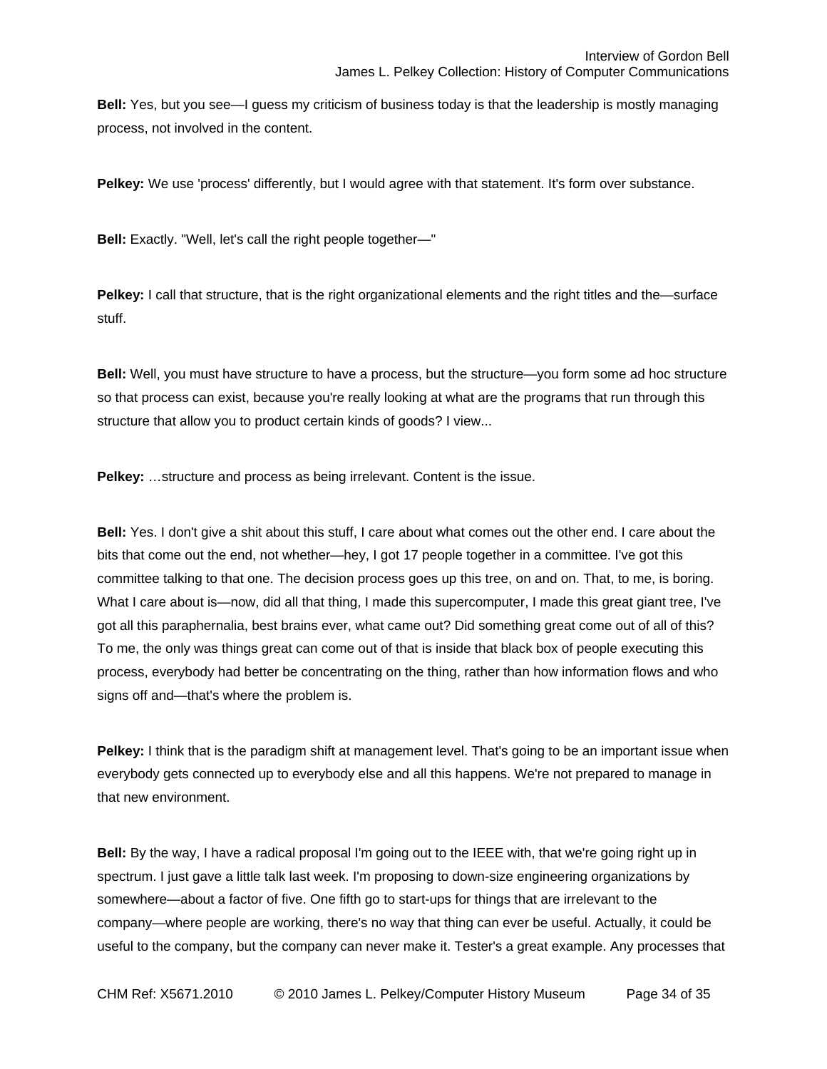**Bell:** Yes, but you see—I guess my criticism of business today is that the leadership is mostly managing process, not involved in the content.

**Pelkey:** We use 'process' differently, but I would agree with that statement. It's form over substance.

**Bell:** Exactly. "Well, let's call the right people together—"

**Pelkey:** I call that structure, that is the right organizational elements and the right titles and the—surface stuff.

**Bell:** Well, you must have structure to have a process, but the structure—you form some ad hoc structure so that process can exist, because you're really looking at what are the programs that run through this structure that allow you to product certain kinds of goods? I view...

**Pelkey:** …structure and process as being irrelevant. Content is the issue.

**Bell:** Yes. I don't give a shit about this stuff, I care about what comes out the other end. I care about the bits that come out the end, not whether—hey, I got 17 people together in a committee. I've got this committee talking to that one. The decision process goes up this tree, on and on. That, to me, is boring. What I care about is—now, did all that thing, I made this supercomputer, I made this great giant tree, I've got all this paraphernalia, best brains ever, what came out? Did something great come out of all of this? To me, the only was things great can come out of that is inside that black box of people executing this process, everybody had better be concentrating on the thing, rather than how information flows and who signs off and—that's where the problem is.

**Pelkey:** I think that is the paradigm shift at management level. That's going to be an important issue when everybody gets connected up to everybody else and all this happens. We're not prepared to manage in that new environment.

**Bell:** By the way, I have a radical proposal I'm going out to the IEEE with, that we're going right up in spectrum. I just gave a little talk last week. I'm proposing to down-size engineering organizations by somewhere—about a factor of five. One fifth go to start-ups for things that are irrelevant to the company—where people are working, there's no way that thing can ever be useful. Actually, it could be useful to the company, but the company can never make it. Tester's a great example. Any processes that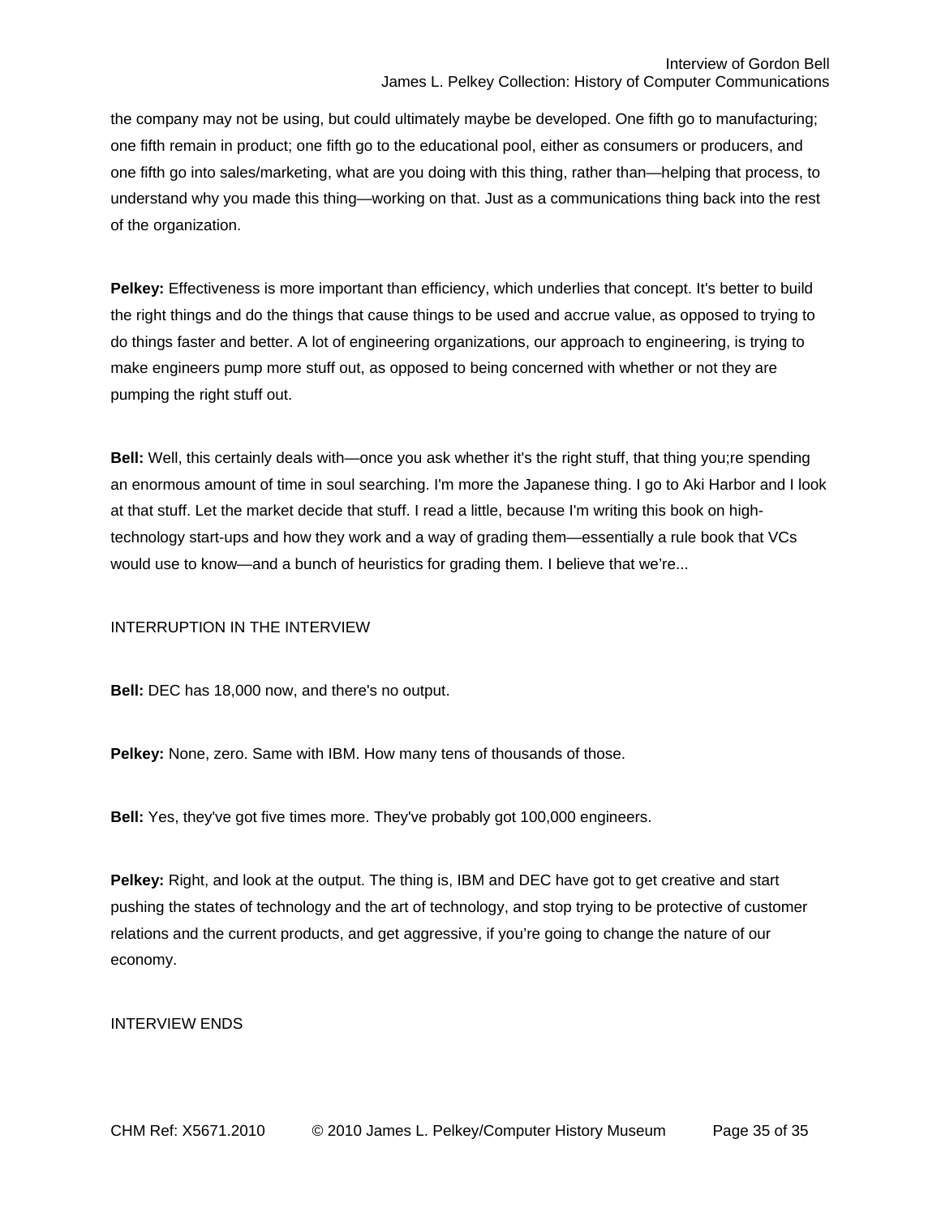the company may not be using, but could ultimately maybe be developed. One fifth go to manufacturing; one fifth remain in product; one fifth go to the educational pool, either as consumers or producers, and one fifth go into sales/marketing, what are you doing with this thing, rather than—helping that process, to understand why you made this thing—working on that. Just as a communications thing back into the rest of the organization.

**Pelkey:** Effectiveness is more important than efficiency, which underlies that concept. It's better to build the right things and do the things that cause things to be used and accrue value, as opposed to trying to do things faster and better. A lot of engineering organizations, our approach to engineering, is trying to make engineers pump more stuff out, as opposed to being concerned with whether or not they are pumping the right stuff out.

**Bell:** Well, this certainly deals with—once you ask whether it's the right stuff, that thing you;re spending an enormous amount of time in soul searching. I'm more the Japanese thing. I go to Aki Harbor and I look at that stuff. Let the market decide that stuff. I read a little, because I'm writing this book on high-technology start-ups and how they work and a way of grading them—essentially a rule book that VCs would use to know—and a bunch of heuristics for grading them. I believe that we're...

INTERRUPTION IN THE INTERVIEW

**Bell:** DEC has 18,000 now, and there's no output.

**Pelkey:** None, zero. Same with IBM. How many tens of thousands of those.

**Bell:** Yes, they've got five times more. They've probably got 100,000 engineers.

**Pelkey:** Right, and look at the output. The thing is, IBM and DEC have got to get creative and start pushing the states of technology and the art of technology, and stop trying to be protective of customer relations and the current products, and get aggressive, if you're going to change the nature of our economy.

INTERVIEW ENDS